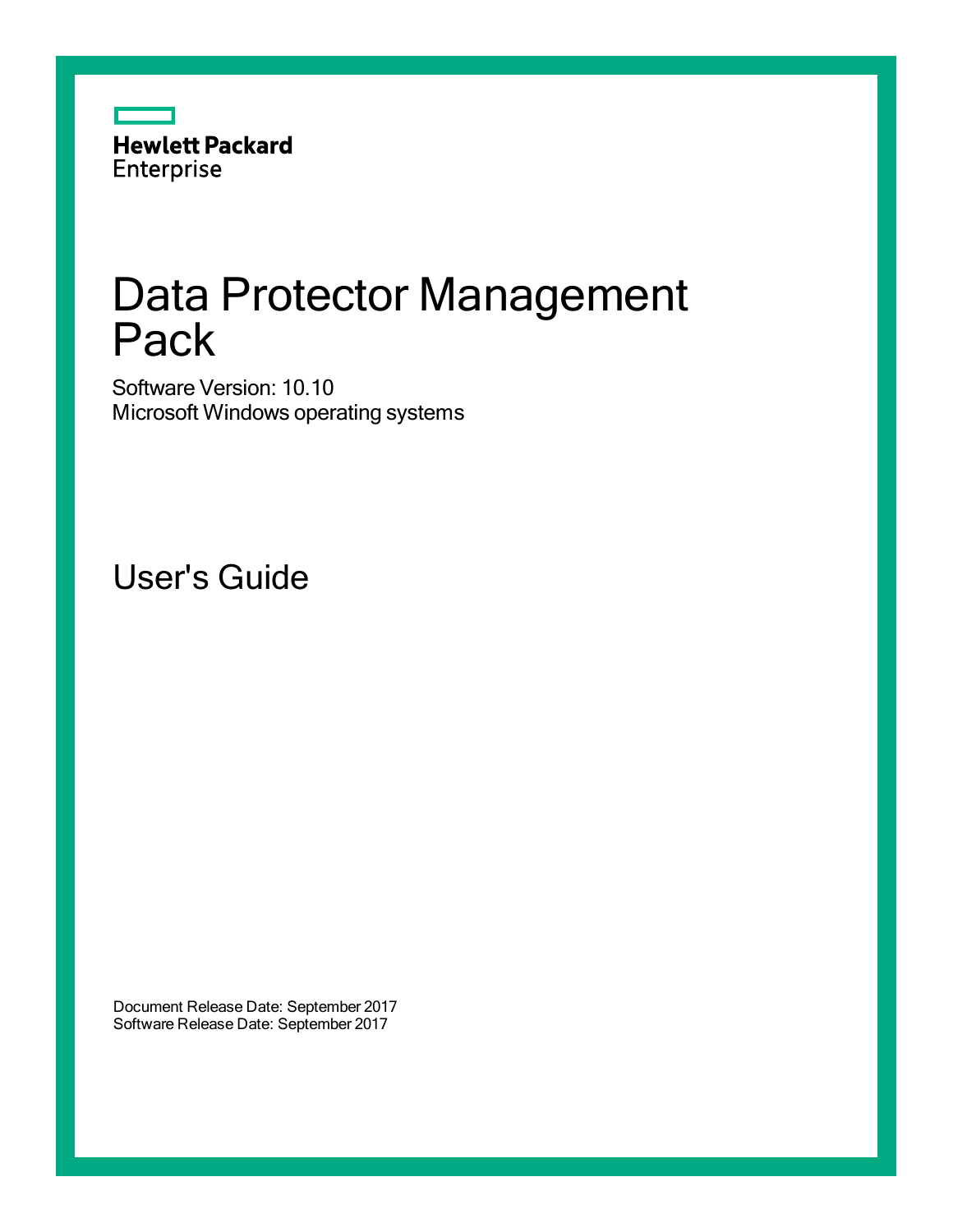Hewlett Packard
Enterprise

# Data Protector Management Pack

Software Version: 10.10
Microsoft Windows operating systems

## User's Guide

Document Release Date: September 2017
Software Release Date: September 2017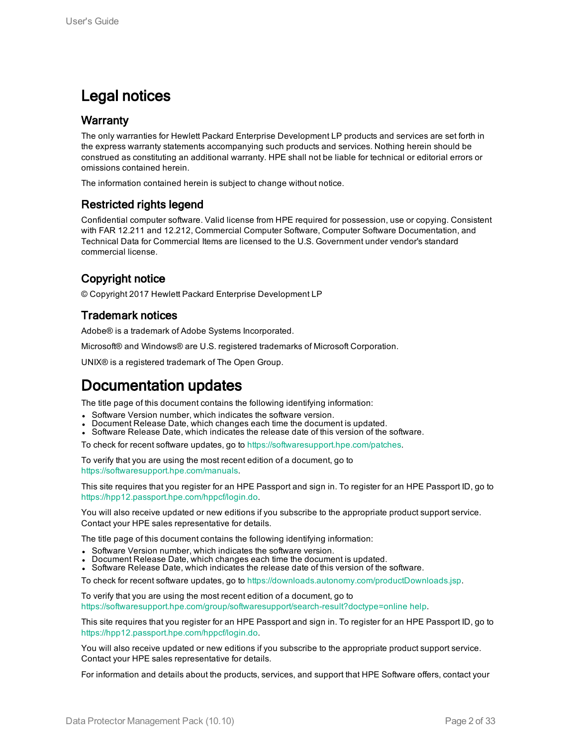# Legal notices

## Warranty

The only warranties for Hewlett Packard Enterprise Development LP products and services are set forth in the express warranty statements accompanying such products and services. Nothing herein should be construed as constituting an additional warranty. HPE shall not be liable for technical or editorial errors or omissions contained herein.

The information contained herein is subject to change without notice.

## Restricted rights legend

Confidential computer software. Valid license from HPE required for possession, use or copying. Consistent with FAR 12.211 and 12.212, Commercial Computer Software, Computer Software Documentation, and Technical Data for Commercial Items are licensed to the U.S. Government under vendor's standard commercial license.

## Copyright notice

© Copyright 2017 Hewlett Packard Enterprise Development LP

## Trademark notices

Adobe® is a trademark of Adobe Systems Incorporated.

Microsoft® and Windows® are U.S. registered trademarks of Microsoft Corporation.

UNIX® is a registered trademark of The Open Group.

# Documentation updates

The title page of this document contains the following identifying information:

- Software Version number, which indicates the software version.
- Document Release Date, which changes each time the document is updated.
- Software Release Date, which indicates the release date of this version of the software.

To check for recent software updates, go to https://softwaresupport.hpe.com/patches.

To verify that you are using the most recent edition of a document, go to https://softwaresupport.hpe.com/manuals.

This site requires that you register for an HPE Passport and sign in. To register for an HPE Passport ID, go to https://hpp12.passport.hpe.com/hppcf/login.do.

You will also receive updated or new editions if you subscribe to the appropriate product support service. Contact your HPE sales representative for details.

The title page of this document contains the following identifying information:

- Software Version number, which indicates the software version.
- Document Release Date, which changes each time the document is updated.
- Software Release Date, which indicates the release date of this version of the software.

To check for recent software updates, go to https://downloads.autonomy.com/productDownloads.jsp.

To verify that you are using the most recent edition of a document, go to https://softwaresupport.hpe.com/group/softwaresupport/search-result?doctype=online help.

This site requires that you register for an HPE Passport and sign in. To register for an HPE Passport ID, go to https://hpp12.passport.hpe.com/hppcf/login.do.

You will also receive updated or new editions if you subscribe to the appropriate product support service. Contact your HPE sales representative for details.

For information and details about the products, services, and support that HPE Software offers, contact your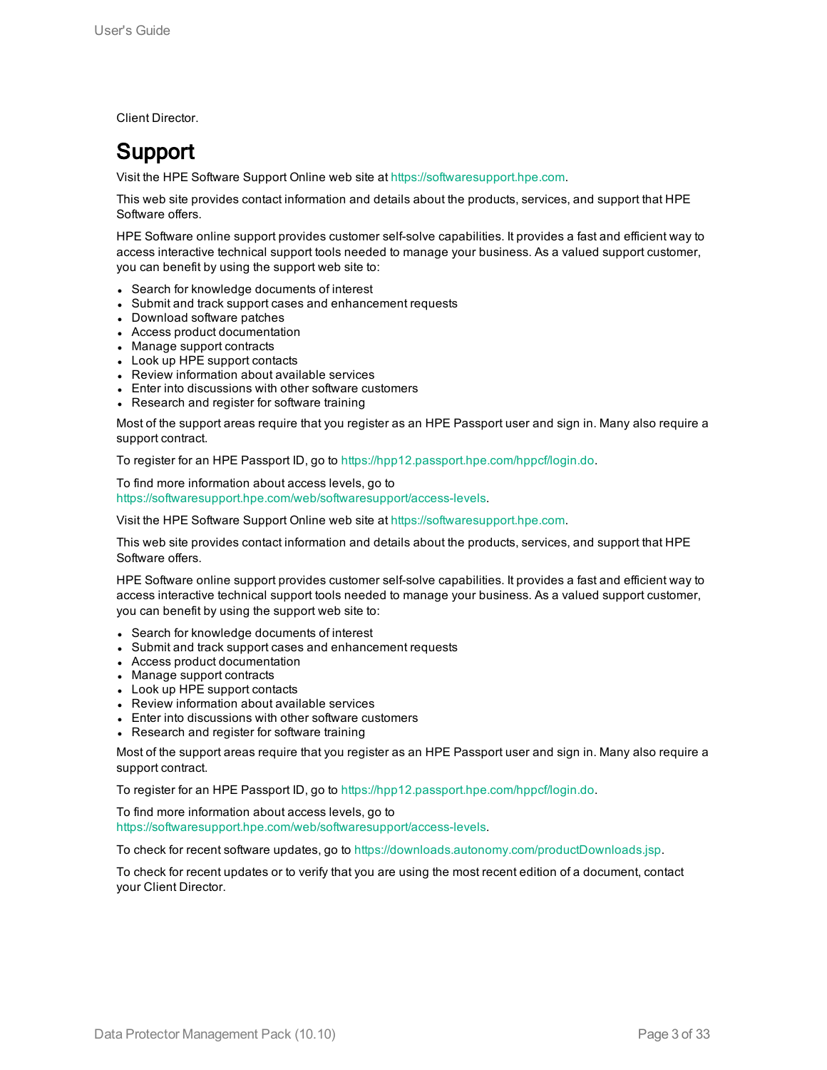Client Director.

# Support

Visit the HPE Software Support Online web site at https://softwaresupport.hpe.com.

This web site provides contact information and details about the products, services, and support that HPE Software offers.

HPE Software online support provides customer self-solve capabilities. It provides a fast and efficient way to access interactive technical support tools needed to manage your business. As a valued support customer, you can benefit by using the support web site to:

- Search for knowledge documents of interest
- Submit and track support cases and enhancement requests
- Download software patches
- Access product documentation
- Manage support contracts
- Look up HPE support contacts
- Review information about available services
- Enter into discussions with other software customers
- Research and register for software training

Most of the support areas require that you register as an HPE Passport user and sign in. Many also require a support contract.

To register for an HPE Passport ID, go to https://hpp12.passport.hpe.com/hppcf/login.do.

To find more information about access levels, go to https://softwaresupport.hpe.com/web/softwaresupport/access-levels.

Visit the HPE Software Support Online web site at https://softwaresupport.hpe.com.

This web site provides contact information and details about the products, services, and support that HPE Software offers.

HPE Software online support provides customer self-solve capabilities. It provides a fast and efficient way to access interactive technical support tools needed to manage your business. As a valued support customer, you can benefit by using the support web site to:

- Search for knowledge documents of interest
- Submit and track support cases and enhancement requests
- Access product documentation
- Manage support contracts
- Look up HPE support contacts
- Review information about available services
- Enter into discussions with other software customers
- Research and register for software training

Most of the support areas require that you register as an HPE Passport user and sign in. Many also require a support contract.

To register for an HPE Passport ID, go to https://hpp12.passport.hpe.com/hppcf/login.do.

To find more information about access levels, go to https://softwaresupport.hpe.com/web/softwaresupport/access-levels.

To check for recent software updates, go to https://downloads.autonomy.com/productDownloads.jsp.

To check for recent updates or to verify that you are using the most recent edition of a document, contact your Client Director.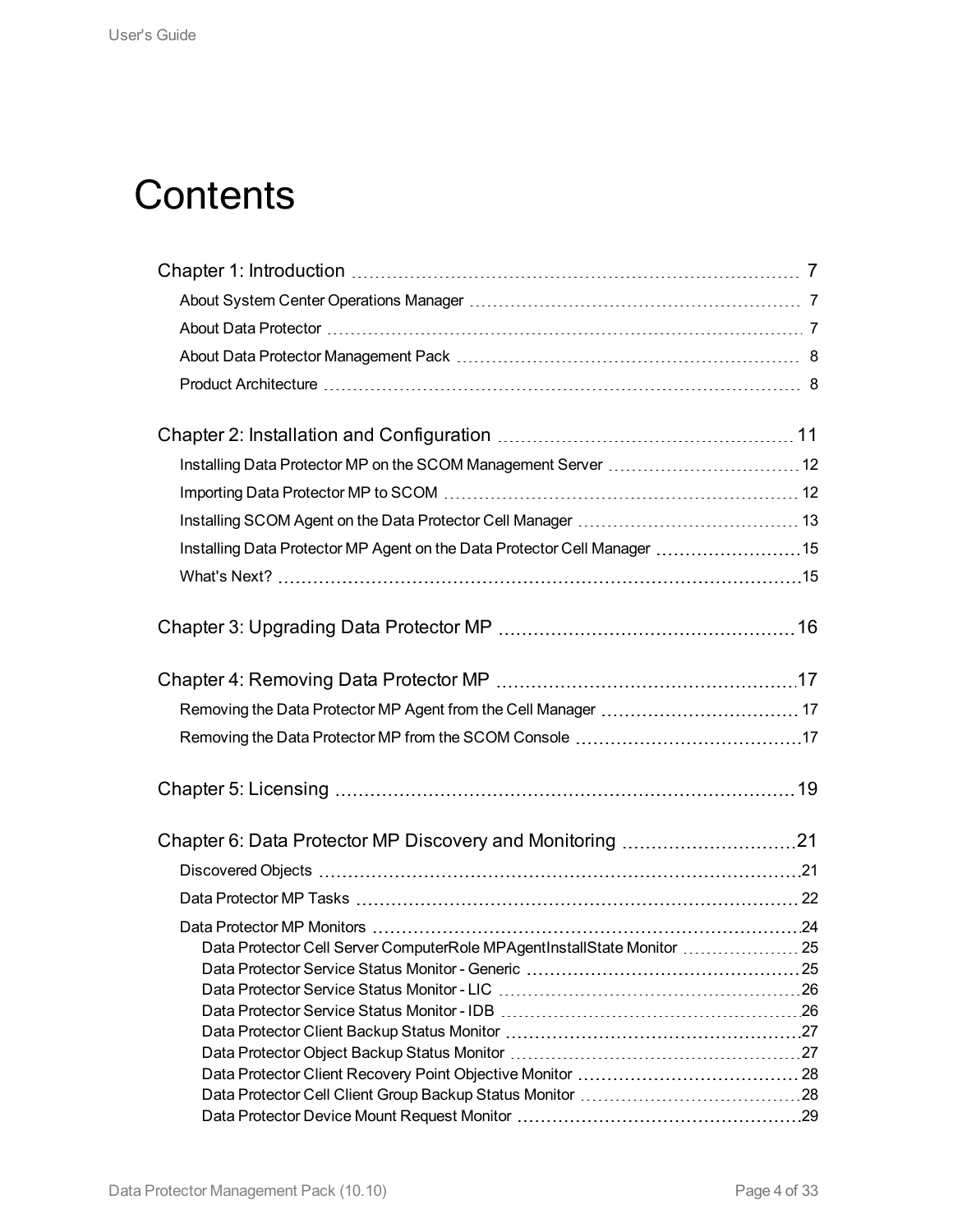# Contents

- Chapter 1: Introduction 7
  - About System Center Operations Manager 7
  - About Data Protector 7
  - About Data Protector Management Pack 8
  - Product Architecture 8
- Chapter 2: Installation and Configuration 11
  - Installing Data Protector MP on the SCOM Management Server 12
  - Importing Data Protector MP to SCOM 12
  - Installing SCOM Agent on the Data Protector Cell Manager 13
  - Installing Data Protector MP Agent on the Data Protector Cell Manager 15
  - What's Next? 15
- Chapter 3: Upgrading Data Protector MP 16
- Chapter 4: Removing Data Protector MP 17
  - Removing the Data Protector MP Agent from the Cell Manager 17
  - Removing the Data Protector MP from the SCOM Console 17
- Chapter 5: Licensing 19
- Chapter 6: Data Protector MP Discovery and Monitoring 21
  - Discovered Objects 21
  - Data Protector MP Tasks 22
  - Data Protector MP Monitors 24
    - Data Protector Cell Server ComputerRole MPAgentInstallState Monitor 25
    - Data Protector Service Status Monitor - Generic 25
    - Data Protector Service Status Monitor - LIC 26
    - Data Protector Service Status Monitor - IDB 26
    - Data Protector Client Backup Status Monitor 27
    - Data Protector Object Backup Status Monitor 27
    - Data Protector Client Recovery Point Objective Monitor 28
    - Data Protector Cell Client Group Backup Status Monitor 28
    - Data Protector Device Mount Request Monitor 29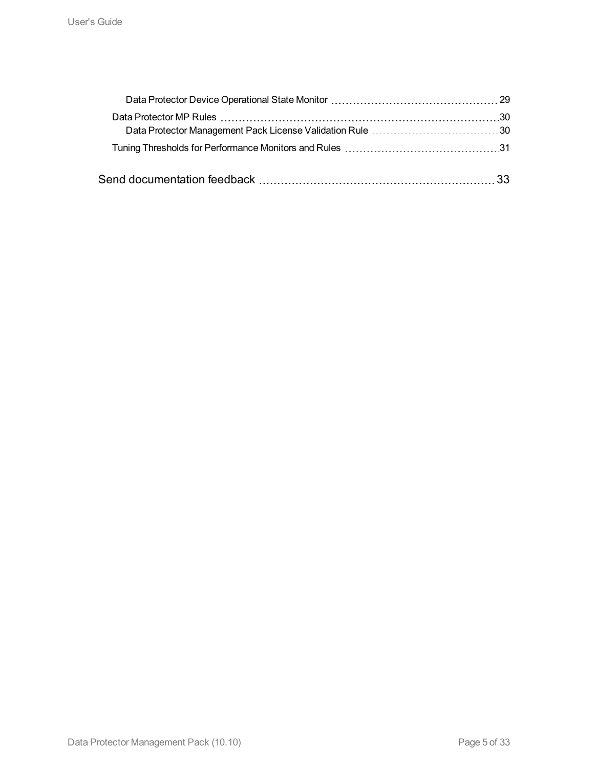Data Protector Device Operational State Monitor ..... 29

Data Protector MP Rules ..... 30

Data Protector Management Pack License Validation Rule ..... 30

Tuning Thresholds for Performance Monitors and Rules ..... 31

Send documentation feedback ..... 33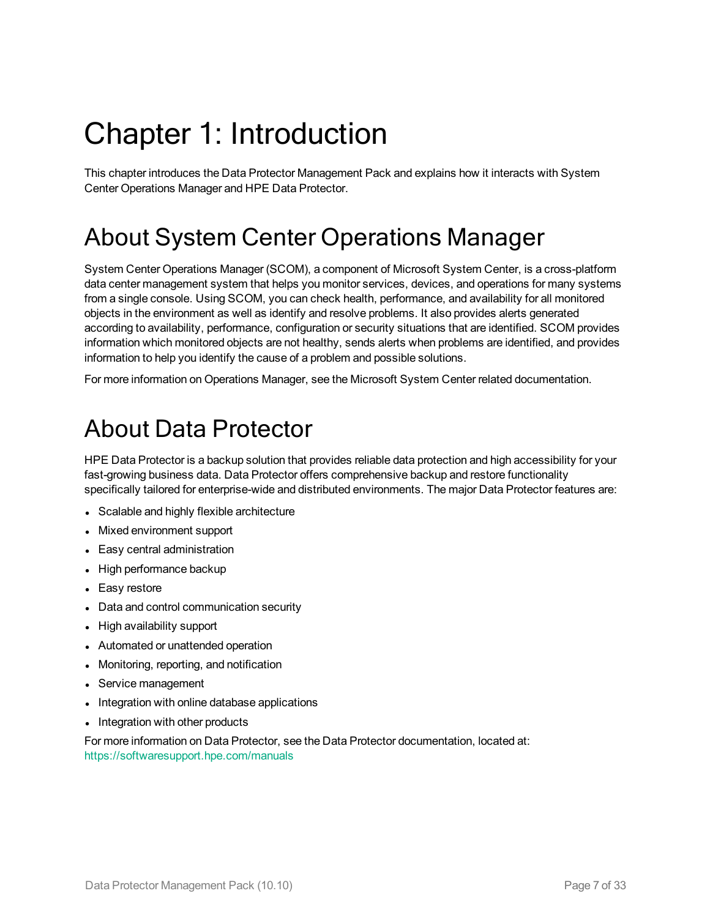# Chapter 1: Introduction

This chapter introduces the Data Protector Management Pack and explains how it interacts with System Center Operations Manager and HPE Data Protector.

## About System Center Operations Manager

System Center Operations Manager (SCOM), a component of Microsoft System Center, is a cross-platform data center management system that helps you monitor services, devices, and operations for many systems from a single console. Using SCOM, you can check health, performance, and availability for all monitored objects in the environment as well as identify and resolve problems. It also provides alerts generated according to availability, performance, configuration or security situations that are identified. SCOM provides information which monitored objects are not healthy, sends alerts when problems are identified, and provides information to help you identify the cause of a problem and possible solutions.

For more information on Operations Manager, see the Microsoft System Center related documentation.

## About Data Protector

HPE Data Protector is a backup solution that provides reliable data protection and high accessibility for your fast-growing business data. Data Protector offers comprehensive backup and restore functionality specifically tailored for enterprise-wide and distributed environments. The major Data Protector features are:

- Scalable and highly flexible architecture
- Mixed environment support
- Easy central administration
- High performance backup
- Easy restore
- Data and control communication security
- High availability support
- Automated or unattended operation
- Monitoring, reporting, and notification
- Service management
- Integration with online database applications
- Integration with other products

For more information on Data Protector, see the Data Protector documentation, located at: https://softwaresupport.hpe.com/manuals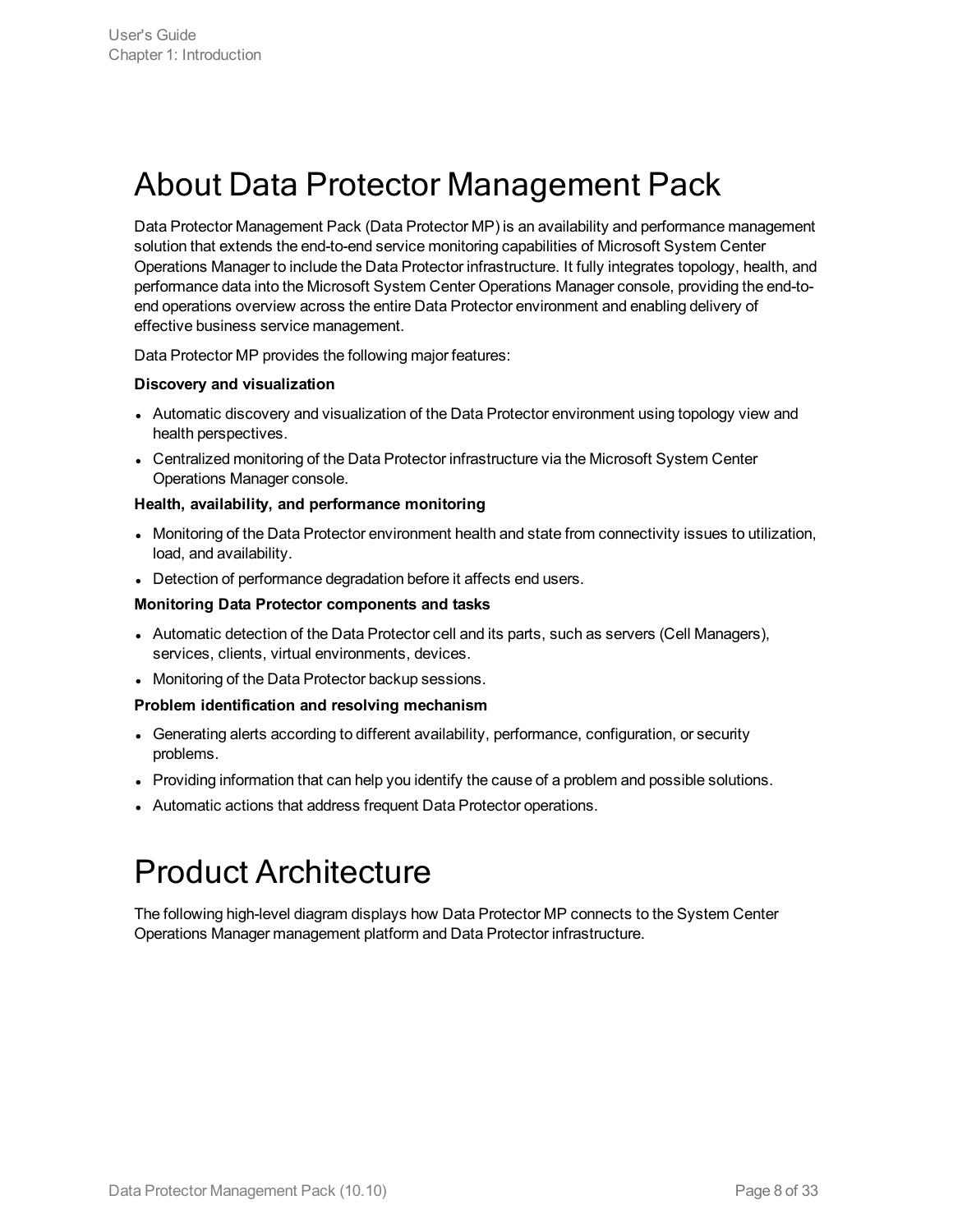# About Data Protector Management Pack

Data Protector Management Pack (Data Protector MP) is an availability and performance management solution that extends the end-to-end service monitoring capabilities of Microsoft System Center Operations Manager to include the Data Protector infrastructure. It fully integrates topology, health, and performance data into the Microsoft System Center Operations Manager console, providing the end-to-end operations overview across the entire Data Protector environment and enabling delivery of effective business service management.

Data Protector MP provides the following major features:

**Discovery and visualization**

- Automatic discovery and visualization of the Data Protector environment using topology view and health perspectives.
- Centralized monitoring of the Data Protector infrastructure via the Microsoft System Center Operations Manager console.

**Health, availability, and performance monitoring**

- Monitoring of the Data Protector environment health and state from connectivity issues to utilization, load, and availability.
- Detection of performance degradation before it affects end users.

**Monitoring Data Protector components and tasks**

- Automatic detection of the Data Protector cell and its parts, such as servers (Cell Managers), services, clients, virtual environments, devices.
- Monitoring of the Data Protector backup sessions.

**Problem identification and resolving mechanism**

- Generating alerts according to different availability, performance, configuration, or security problems.
- Providing information that can help you identify the cause of a problem and possible solutions.
- Automatic actions that address frequent Data Protector operations.

# Product Architecture

The following high-level diagram displays how Data Protector MP connects to the System Center Operations Manager management platform and Data Protector infrastructure.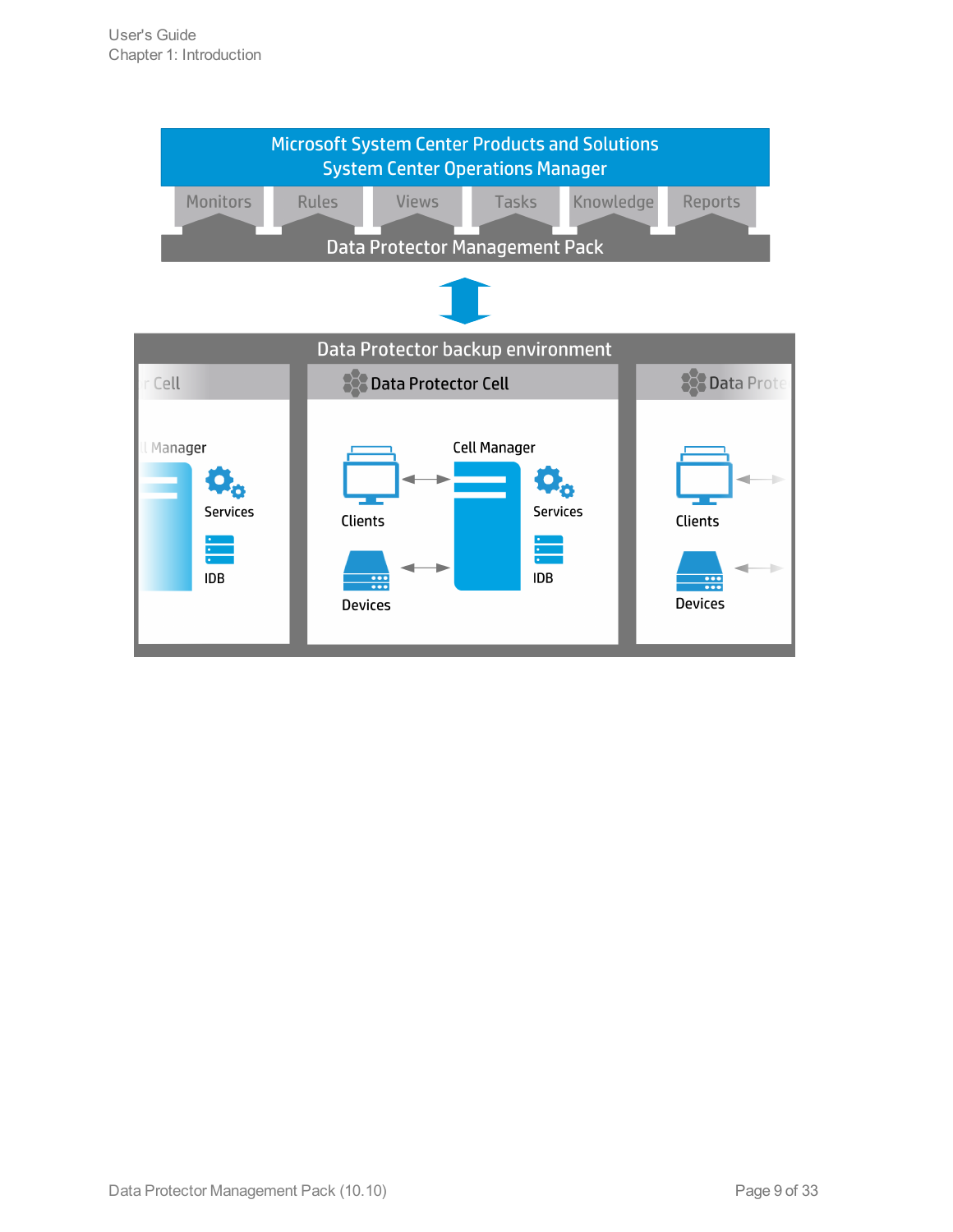Microsoft System Center Products and Solutions
System Center Operations Manager

Monitors | Rules | Views | Tasks | Knowledge | Reports

Data Protector Management Pack

Data Protector backup environment

Data Protector Cell

Cell Manager

Clients

Services

IDB

Devices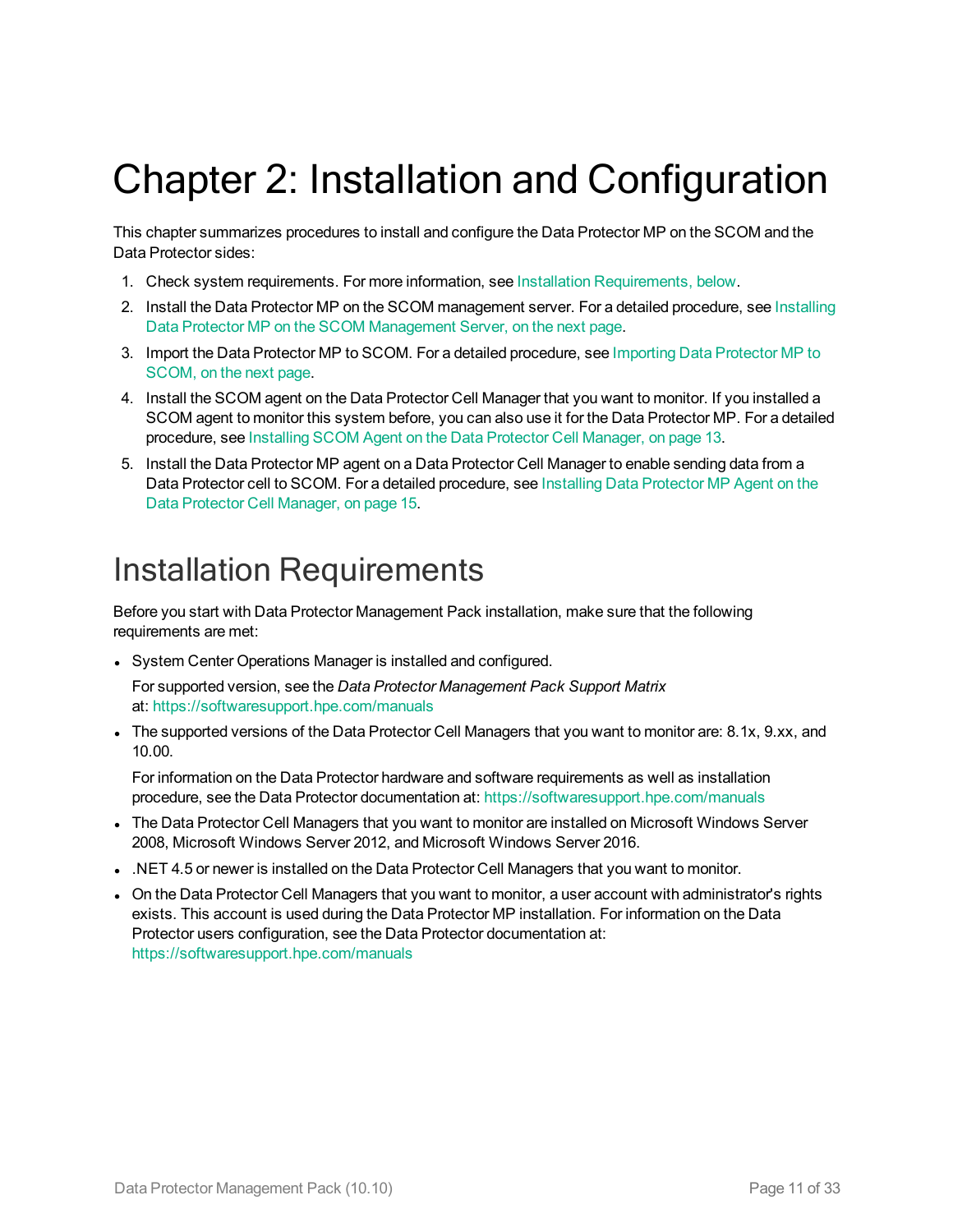# Chapter 2: Installation and Configuration

This chapter summarizes procedures to install and configure the Data Protector MP on the SCOM and the Data Protector sides:

1. Check system requirements. For more information, see Installation Requirements, below.
2. Install the Data Protector MP on the SCOM management server. For a detailed procedure, see Installing Data Protector MP on the SCOM Management Server, on the next page.
3. Import the Data Protector MP to SCOM. For a detailed procedure, see Importing Data Protector MP to SCOM, on the next page.
4. Install the SCOM agent on the Data Protector Cell Manager that you want to monitor. If you installed a SCOM agent to monitor this system before, you can also use it for the Data Protector MP. For a detailed procedure, see Installing SCOM Agent on the Data Protector Cell Manager, on page 13.
5. Install the Data Protector MP agent on a Data Protector Cell Manager to enable sending data from a Data Protector cell to SCOM. For a detailed procedure, see Installing Data Protector MP Agent on the Data Protector Cell Manager, on page 15.

## Installation Requirements

Before you start with Data Protector Management Pack installation, make sure that the following requirements are met:

- System Center Operations Manager is installed and configured.

  For supported version, see the *Data Protector Management Pack Support Matrix* at: https://softwaresupport.hpe.com/manuals

- The supported versions of the Data Protector Cell Managers that you want to monitor are: 8.1x, 9.xx, and 10.00.

  For information on the Data Protector hardware and software requirements as well as installation procedure, see the Data Protector documentation at: https://softwaresupport.hpe.com/manuals

- The Data Protector Cell Managers that you want to monitor are installed on Microsoft Windows Server 2008, Microsoft Windows Server 2012, and Microsoft Windows Server 2016.
- .NET 4.5 or newer is installed on the Data Protector Cell Managers that you want to monitor.
- On the Data Protector Cell Managers that you want to monitor, a user account with administrator's rights exists. This account is used during the Data Protector MP installation. For information on the Data Protector users configuration, see the Data Protector documentation at: https://softwaresupport.hpe.com/manuals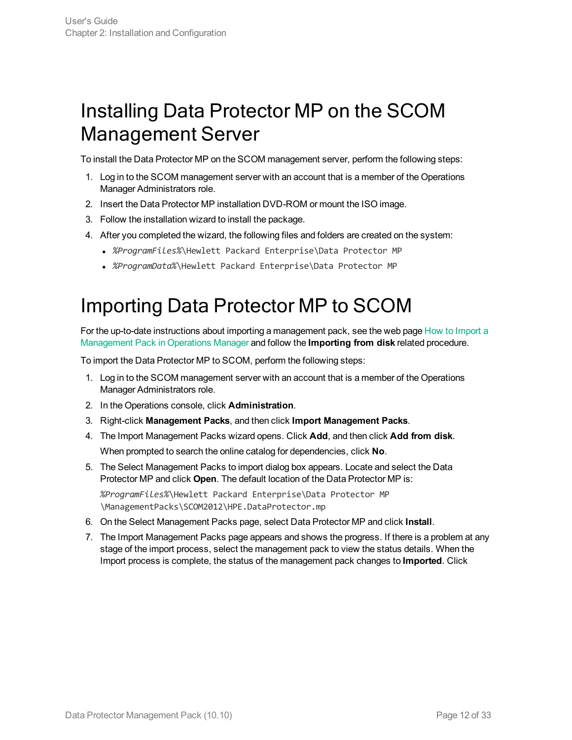# Installing Data Protector MP on the SCOM Management Server

To install the Data Protector MP on the SCOM management server, perform the following steps:

1. Log in to the SCOM management server with an account that is a member of the Operations Manager Administrators role.
2. Insert the Data Protector MP installation DVD-ROM or mount the ISO image.
3. Follow the installation wizard to install the package.
4. After you completed the wizard, the following files and folders are created on the system:
   - `%ProgramFiles%\Hewlett Packard Enterprise\Data Protector MP`
   - `%ProgramData%\Hewlett Packard Enterprise\Data Protector MP`

# Importing Data Protector MP to SCOM

For the up-to-date instructions about importing a management pack, see the web page How to Import a Management Pack in Operations Manager and follow the **Importing from disk** related procedure.

To import the Data Protector MP to SCOM, perform the following steps:

1. Log in to the SCOM management server with an account that is a member of the Operations Manager Administrators role.
2. In the Operations console, click **Administration**.
3. Right-click **Management Packs**, and then click **Import Management Packs**.
4. The Import Management Packs wizard opens. Click **Add**, and then click **Add from disk**.

   When prompted to search the online catalog for dependencies, click **No**.
5. The Select Management Packs to import dialog box appears. Locate and select the Data Protector MP and click **Open**. The default location of the Data Protector MP is:

   `%ProgramFiles%\Hewlett Packard Enterprise\Data Protector MP\ManagementPacks\SCOM2012\HPE.DataProtector.mp`
6. On the Select Management Packs page, select Data Protector MP and click **Install**.
7. The Import Management Packs page appears and shows the progress. If there is a problem at any stage of the import process, select the management pack to view the status details. When the Import process is complete, the status of the management pack changes to **Imported**. Click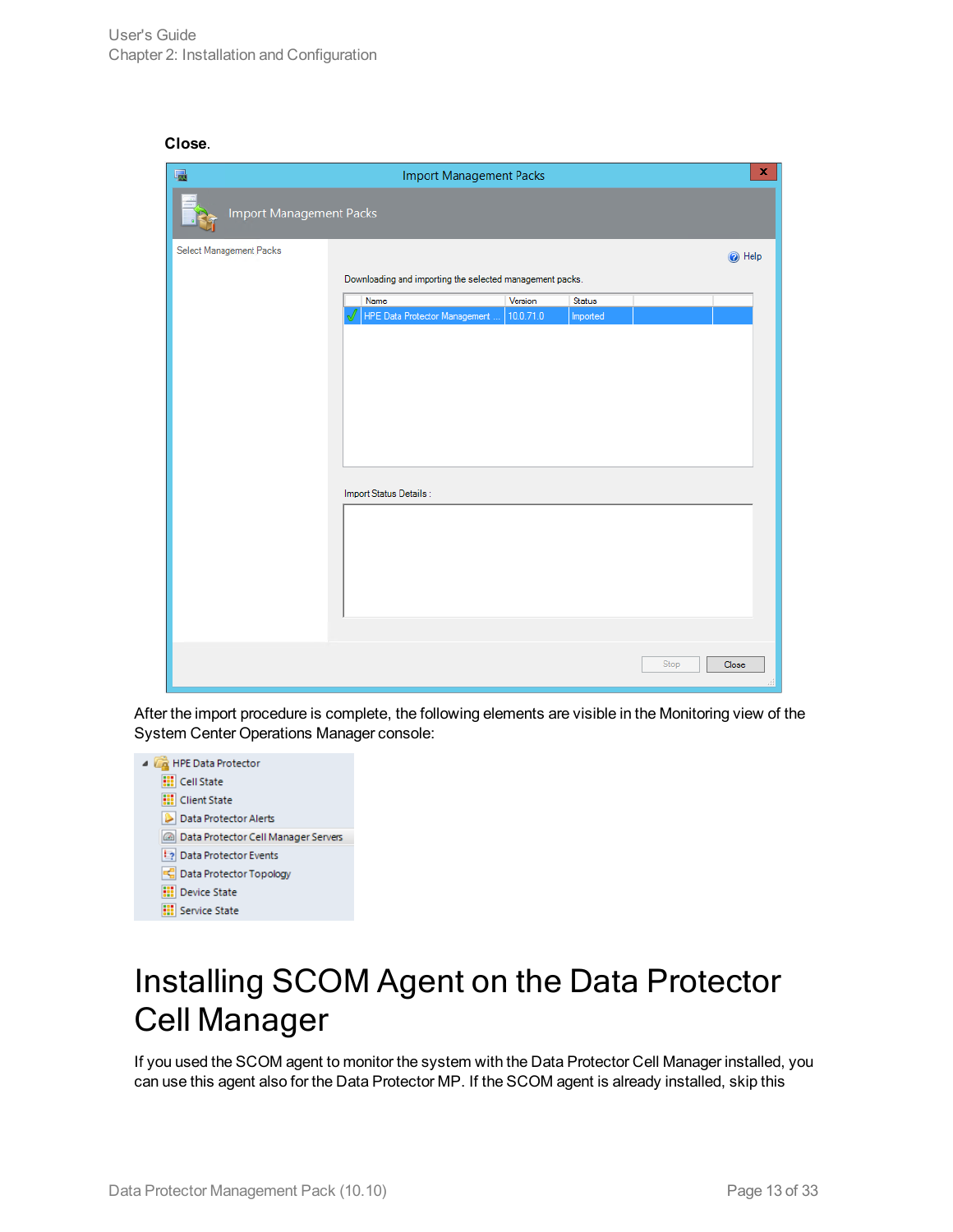**Close**.

After the import procedure is complete, the following elements are visible in the Monitoring view of the System Center Operations Manager console:

# Installing SCOM Agent on the Data Protector Cell Manager

If you used the SCOM agent to monitor the system with the Data Protector Cell Manager installed, you can use this agent also for the Data Protector MP. If the SCOM agent is already installed, skip this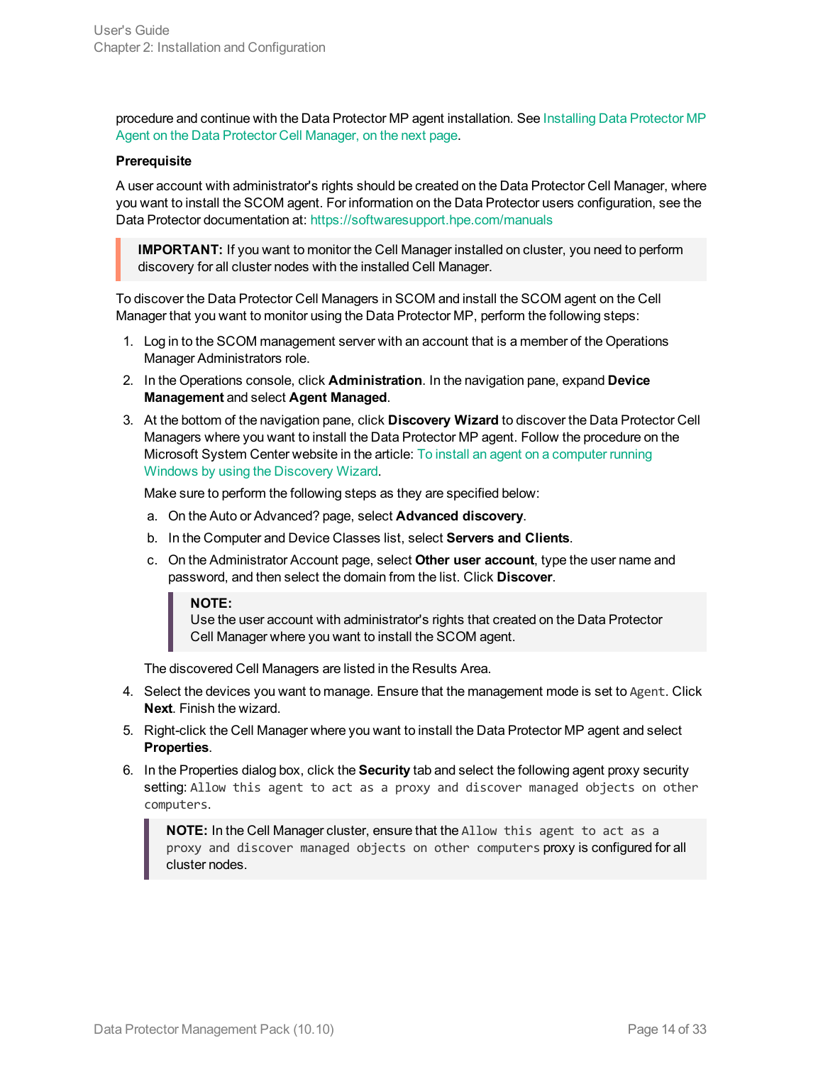procedure and continue with the Data Protector MP agent installation. See Installing Data Protector MP Agent on the Data Protector Cell Manager, on the next page.

**Prerequisite**

A user account with administrator's rights should be created on the Data Protector Cell Manager, where you want to install the SCOM agent. For information on the Data Protector users configuration, see the Data Protector documentation at: https://softwaresupport.hpe.com/manuals

> **IMPORTANT:** If you want to monitor the Cell Manager installed on cluster, you need to perform discovery for all cluster nodes with the installed Cell Manager.

To discover the Data Protector Cell Managers in SCOM and install the SCOM agent on the Cell Manager that you want to monitor using the Data Protector MP, perform the following steps:

1. Log in to the SCOM management server with an account that is a member of the Operations Manager Administrators role.
2. In the Operations console, click **Administration**. In the navigation pane, expand **Device Management** and select **Agent Managed**.
3. At the bottom of the navigation pane, click **Discovery Wizard** to discover the Data Protector Cell Managers where you want to install the Data Protector MP agent. Follow the procedure on the Microsoft System Center website in the article: To install an agent on a computer running Windows by using the Discovery Wizard.

   Make sure to perform the following steps as they are specified below:

   a. On the Auto or Advanced? page, select **Advanced discovery**.
   b. In the Computer and Device Classes list, select **Servers and Clients**.
   c. On the Administrator Account page, select **Other user account**, type the user name and password, and then select the domain from the list. Click **Discover**.

      > **NOTE:**
      > Use the user account with administrator's rights that created on the Data Protector Cell Manager where you want to install the SCOM agent.

   The discovered Cell Managers are listed in the Results Area.

4. Select the devices you want to manage. Ensure that the management mode is set to `Agent`. Click **Next**. Finish the wizard.
5. Right-click the Cell Manager where you want to install the Data Protector MP agent and select **Properties**.
6. In the Properties dialog box, click the **Security** tab and select the following agent proxy security setting: `Allow this agent to act as a proxy and discover managed objects on other computers`.

   > **NOTE:** In the Cell Manager cluster, ensure that the `Allow this agent to act as a proxy and discover managed objects on other computers` proxy is configured for all cluster nodes.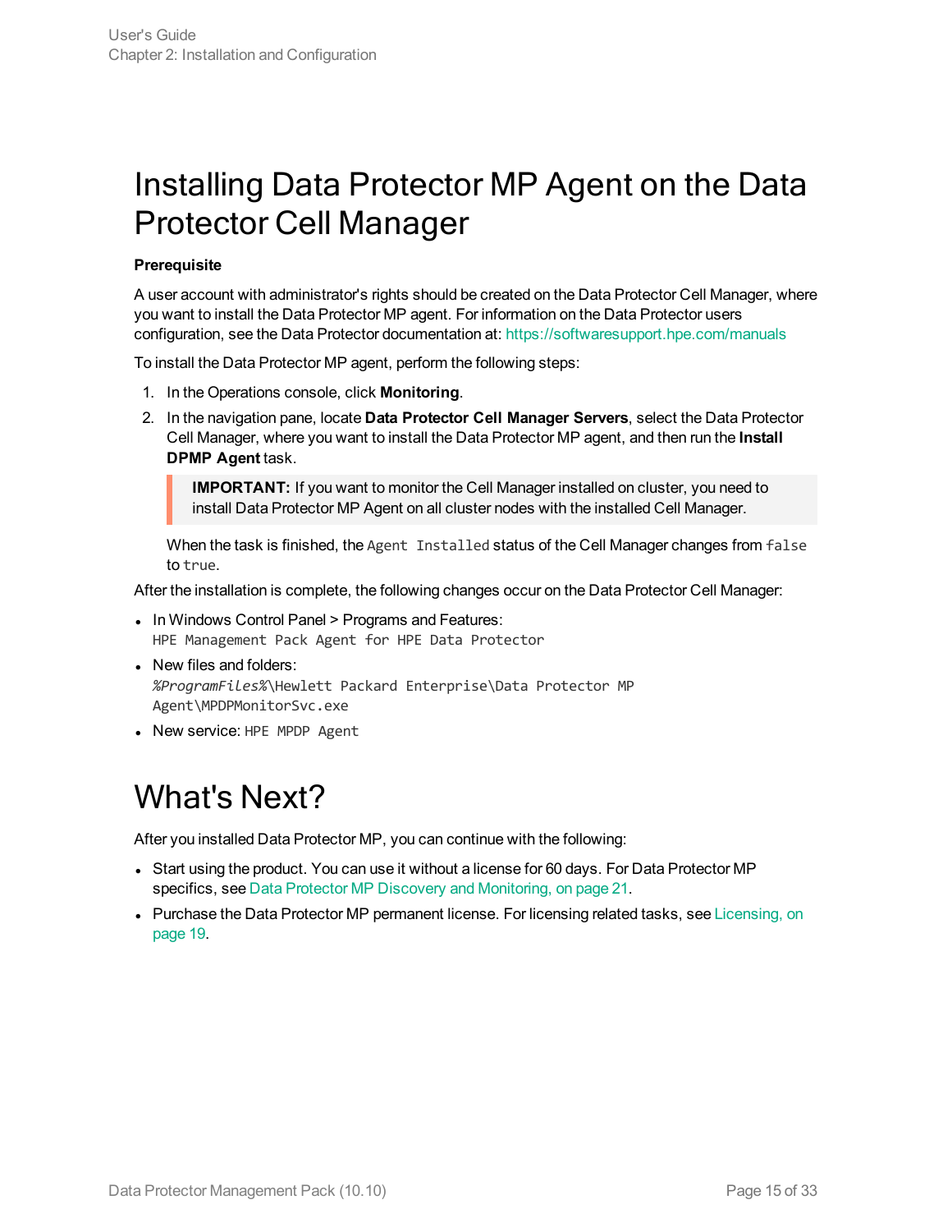# Installing Data Protector MP Agent on the Data Protector Cell Manager

**Prerequisite**

A user account with administrator's rights should be created on the Data Protector Cell Manager, where you want to install the Data Protector MP agent. For information on the Data Protector users configuration, see the Data Protector documentation at: https://softwaresupport.hpe.com/manuals

To install the Data Protector MP agent, perform the following steps:

1. In the Operations console, click **Monitoring**.
2. In the navigation pane, locate **Data Protector Cell Manager Servers**, select the Data Protector Cell Manager, where you want to install the Data Protector MP agent, and then run the **Install DPMP Agent** task.

   > **IMPORTANT:** If you want to monitor the Cell Manager installed on cluster, you need to install Data Protector MP Agent on all cluster nodes with the installed Cell Manager.

   When the task is finished, the `Agent Installed` status of the Cell Manager changes from `false` to `true`.

After the installation is complete, the following changes occur on the Data Protector Cell Manager:

- In Windows Control Panel > Programs and Features:
  `HPE Management Pack Agent for HPE Data Protector`
- New files and folders:
  `%ProgramFiles%\Hewlett Packard Enterprise\Data Protector MP Agent\MPDPMonitorSvc.exe`
- New service: `HPE MPDP Agent`

# What's Next?

After you installed Data Protector MP, you can continue with the following:

- Start using the product. You can use it without a license for 60 days. For Data Protector MP specifics, see Data Protector MP Discovery and Monitoring, on page 21.
- Purchase the Data Protector MP permanent license. For licensing related tasks, see Licensing, on page 19.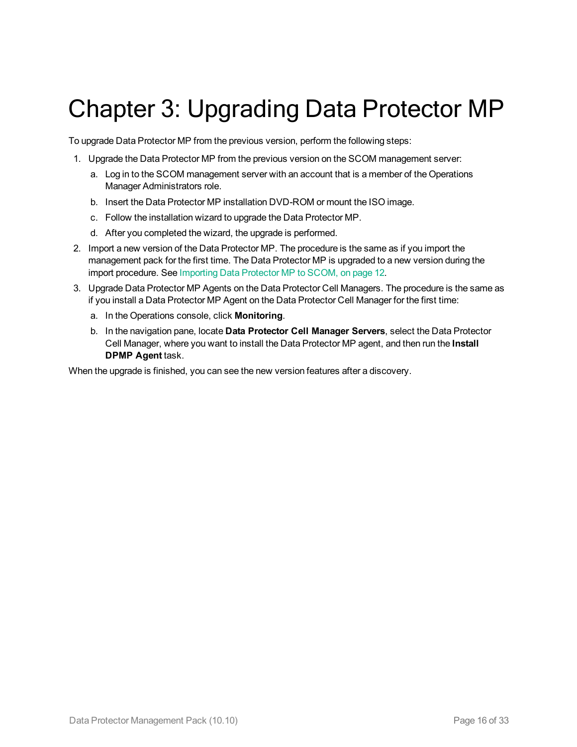# Chapter 3: Upgrading Data Protector MP

To upgrade Data Protector MP from the previous version, perform the following steps:

1. Upgrade the Data Protector MP from the previous version on the SCOM management server:
   a. Log in to the SCOM management server with an account that is a member of the Operations Manager Administrators role.
   b. Insert the Data Protector MP installation DVD-ROM or mount the ISO image.
   c. Follow the installation wizard to upgrade the Data Protector MP.
   d. After you completed the wizard, the upgrade is performed.
2. Import a new version of the Data Protector MP. The procedure is the same as if you import the management pack for the first time. The Data Protector MP is upgraded to a new version during the import procedure. See Importing Data Protector MP to SCOM, on page 12.
3. Upgrade Data Protector MP Agents on the Data Protector Cell Managers. The procedure is the same as if you install a Data Protector MP Agent on the Data Protector Cell Manager for the first time:
   a. In the Operations console, click **Monitoring**.
   b. In the navigation pane, locate **Data Protector Cell Manager Servers**, select the Data Protector Cell Manager, where you want to install the Data Protector MP agent, and then run the **Install DPMP Agent** task.

When the upgrade is finished, you can see the new version features after a discovery.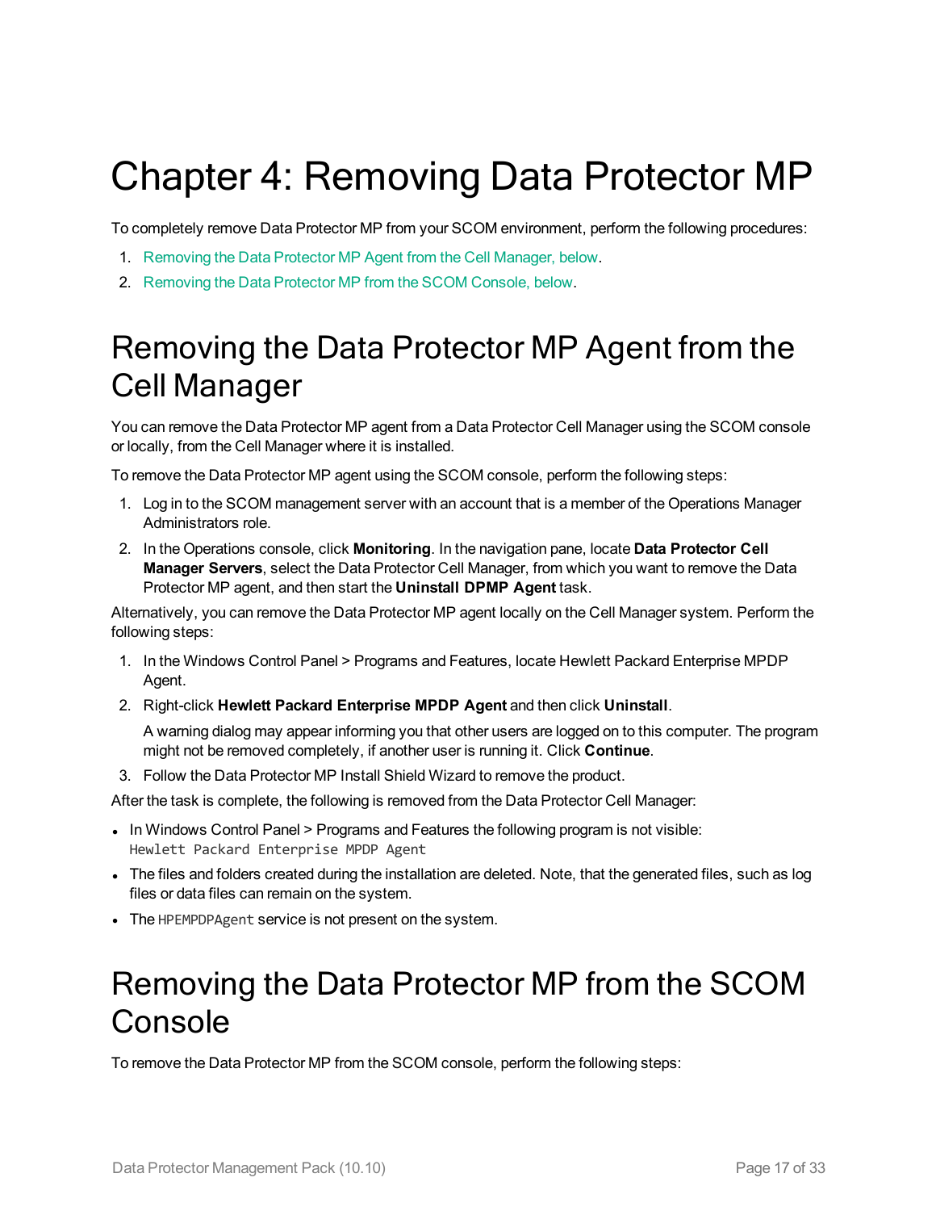# Chapter 4: Removing Data Protector MP

To completely remove Data Protector MP from your SCOM environment, perform the following procedures:

1. Removing the Data Protector MP Agent from the Cell Manager, below.
2. Removing the Data Protector MP from the SCOM Console, below.

## Removing the Data Protector MP Agent from the Cell Manager

You can remove the Data Protector MP agent from a Data Protector Cell Manager using the SCOM console or locally, from the Cell Manager where it is installed.

To remove the Data Protector MP agent using the SCOM console, perform the following steps:

1. Log in to the SCOM management server with an account that is a member of the Operations Manager Administrators role.
2. In the Operations console, click **Monitoring**. In the navigation pane, locate **Data Protector Cell Manager Servers**, select the Data Protector Cell Manager, from which you want to remove the Data Protector MP agent, and then start the **Uninstall DPMP Agent** task.

Alternatively, you can remove the Data Protector MP agent locally on the Cell Manager system. Perform the following steps:

1. In the Windows Control Panel > Programs and Features, locate Hewlett Packard Enterprise MPDP Agent.
2. Right-click **Hewlett Packard Enterprise MPDP Agent** and then click **Uninstall**.

   A warning dialog may appear informing you that other users are logged on to this computer. The program might not be removed completely, if another user is running it. Click **Continue**.
3. Follow the Data Protector MP Install Shield Wizard to remove the product.

After the task is complete, the following is removed from the Data Protector Cell Manager:

- In Windows Control Panel > Programs and Features the following program is not visible: `Hewlett Packard Enterprise MPDP Agent`
- The files and folders created during the installation are deleted. Note, that the generated files, such as log files or data files can remain on the system.
- The `HPEMPDPAgent` service is not present on the system.

## Removing the Data Protector MP from the SCOM Console

To remove the Data Protector MP from the SCOM console, perform the following steps: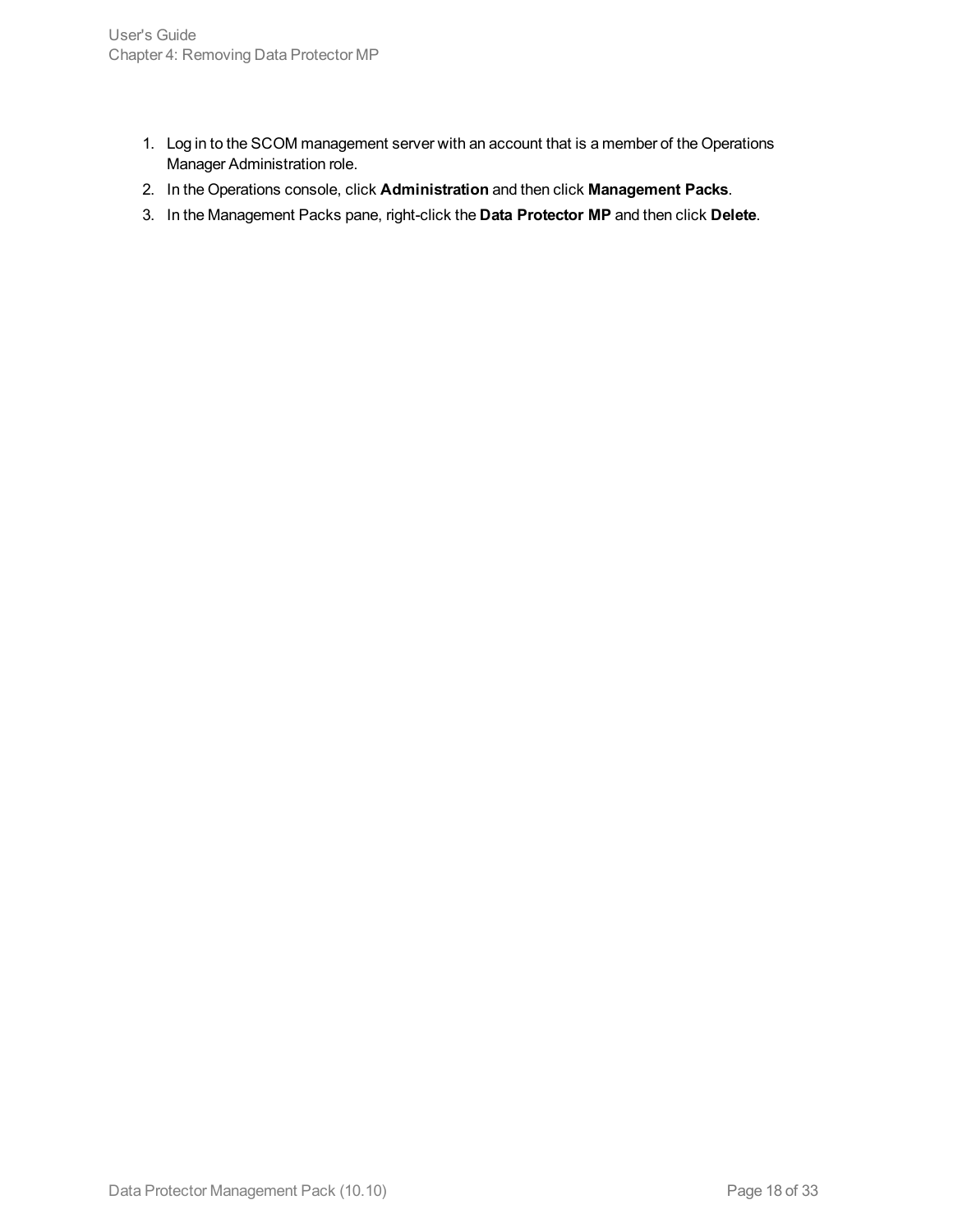1. Log in to the SCOM management server with an account that is a member of the Operations Manager Administration role.
2. In the Operations console, click **Administration** and then click **Management Packs**.
3. In the Management Packs pane, right-click the **Data Protector MP** and then click **Delete**.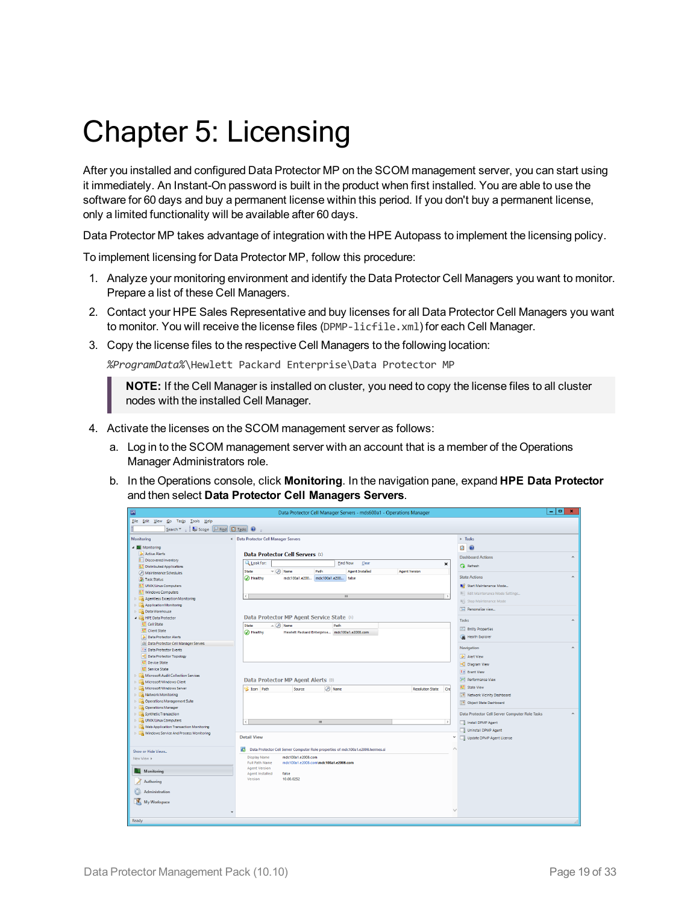# Chapter 5: Licensing

After you installed and configured Data Protector MP on the SCOM management server, you can start using it immediately. An Instant-On password is built in the product when first installed. You are able to use the software for 60 days and buy a permanent license within this period. If you don't buy a permanent license, only a limited functionality will be available after 60 days.

Data Protector MP takes advantage of integration with the HPE Autopass to implement the licensing policy.

To implement licensing for Data Protector MP, follow this procedure:

1. Analyze your monitoring environment and identify the Data Protector Cell Managers you want to monitor. Prepare a list of these Cell Managers.
2. Contact your HPE Sales Representative and buy licenses for all Data Protector Cell Managers you want to monitor. You will receive the license files (`DPMP-licfile.xml`) for each Cell Manager.
3. Copy the license files to the respective Cell Managers to the following location:

   `%ProgramData%\Hewlett Packard Enterprise\Data Protector MP`

   > **NOTE:** If the Cell Manager is installed on cluster, you need to copy the license files to all cluster nodes with the installed Cell Manager.

4. Activate the licenses on the SCOM management server as follows:
   a. Log in to the SCOM management server with an account that is a member of the Operations Manager Administrators role.
   b. In the Operations console, click **Monitoring**. In the navigation pane, expand **HPE Data Protector** and then select **Data Protector Cell Managers Servers**.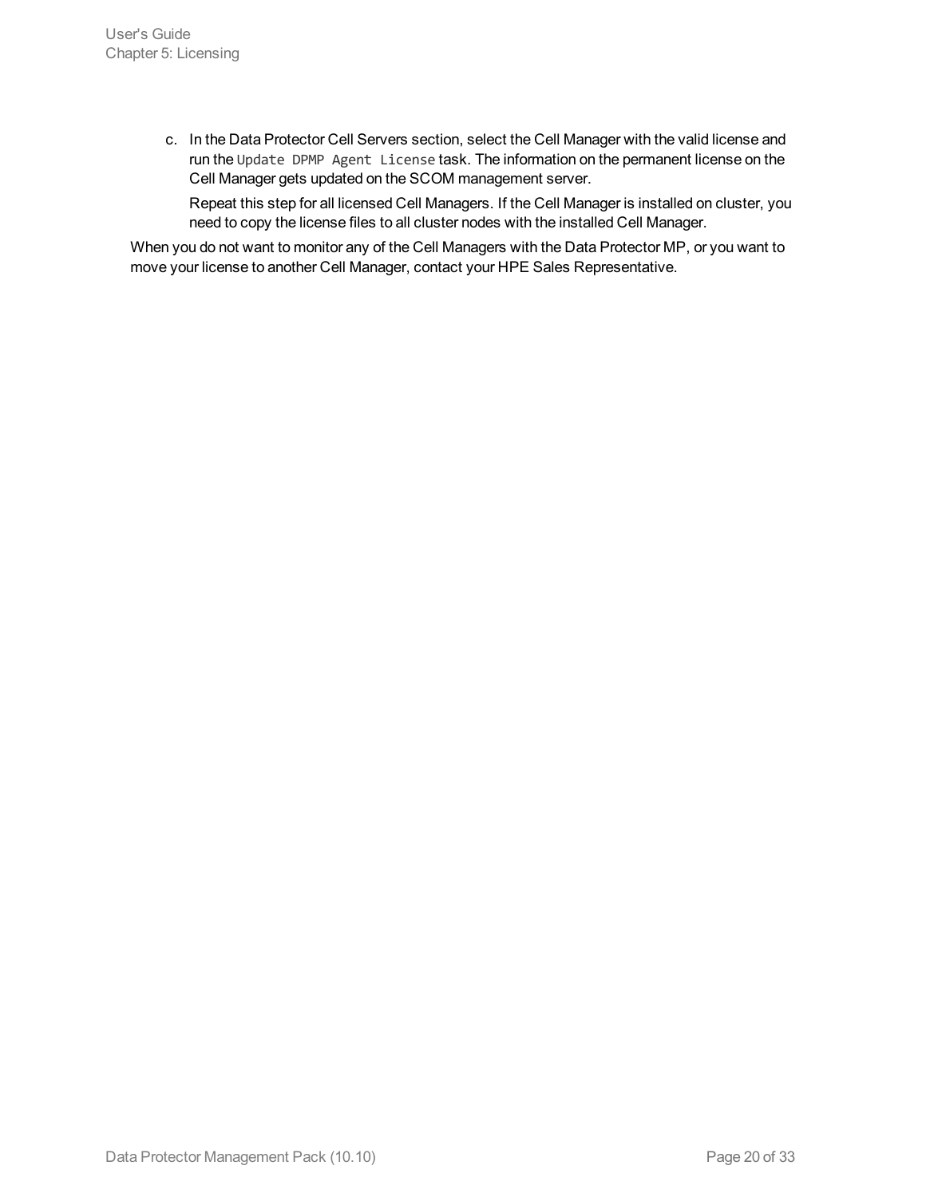c. In the Data Protector Cell Servers section, select the Cell Manager with the valid license and run the `Update DPMP Agent License` task. The information on the permanent license on the Cell Manager gets updated on the SCOM management server.

   Repeat this step for all licensed Cell Managers. If the Cell Manager is installed on cluster, you need to copy the license files to all cluster nodes with the installed Cell Manager.

When you do not want to monitor any of the Cell Managers with the Data Protector MP, or you want to move your license to another Cell Manager, contact your HPE Sales Representative.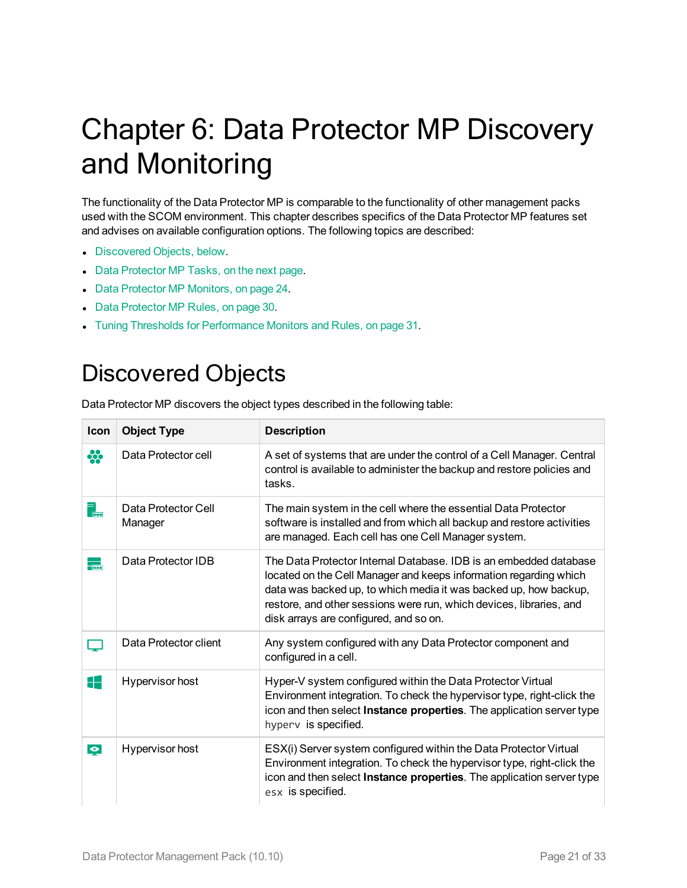# Chapter 6: Data Protector MP Discovery and Monitoring

The functionality of the Data Protector MP is comparable to the functionality of other management packs used with the SCOM environment. This chapter describes specifics of the Data Protector MP features set and advises on available configuration options. The following topics are described:

- Discovered Objects, below.
- Data Protector MP Tasks, on the next page.
- Data Protector MP Monitors, on page 24.
- Data Protector MP Rules, on page 30.
- Tuning Thresholds for Performance Monitors and Rules, on page 31.

## Discovered Objects

Data Protector MP discovers the object types described in the following table:

| Icon | Object Type | Description |
| --- | --- | --- |
| | Data Protector cell | A set of systems that are under the control of a Cell Manager. Central control is available to administer the backup and restore policies and tasks. |
| | Data Protector Cell Manager | The main system in the cell where the essential Data Protector software is installed and from which all backup and restore activities are managed. Each cell has one Cell Manager system. |
| | Data Protector IDB | The Data Protector Internal Database. IDB is an embedded database located on the Cell Manager and keeps information regarding which data was backed up, to which media it was backed up, how backup, restore, and other sessions were run, which devices, libraries, and disk arrays are configured, and so on. |
| | Data Protector client | Any system configured with any Data Protector component and configured in a cell. |
| | Hypervisor host | Hyper-V system configured within the Data Protector Virtual Environment integration. To check the hypervisor type, right-click the icon and then select **Instance properties**. The application server type `hyperv` is specified. |
| | Hypervisor host | ESX(i) Server system configured within the Data Protector Virtual Environment integration. To check the hypervisor type, right-click the icon and then select **Instance properties**. The application server type `esx` is specified. |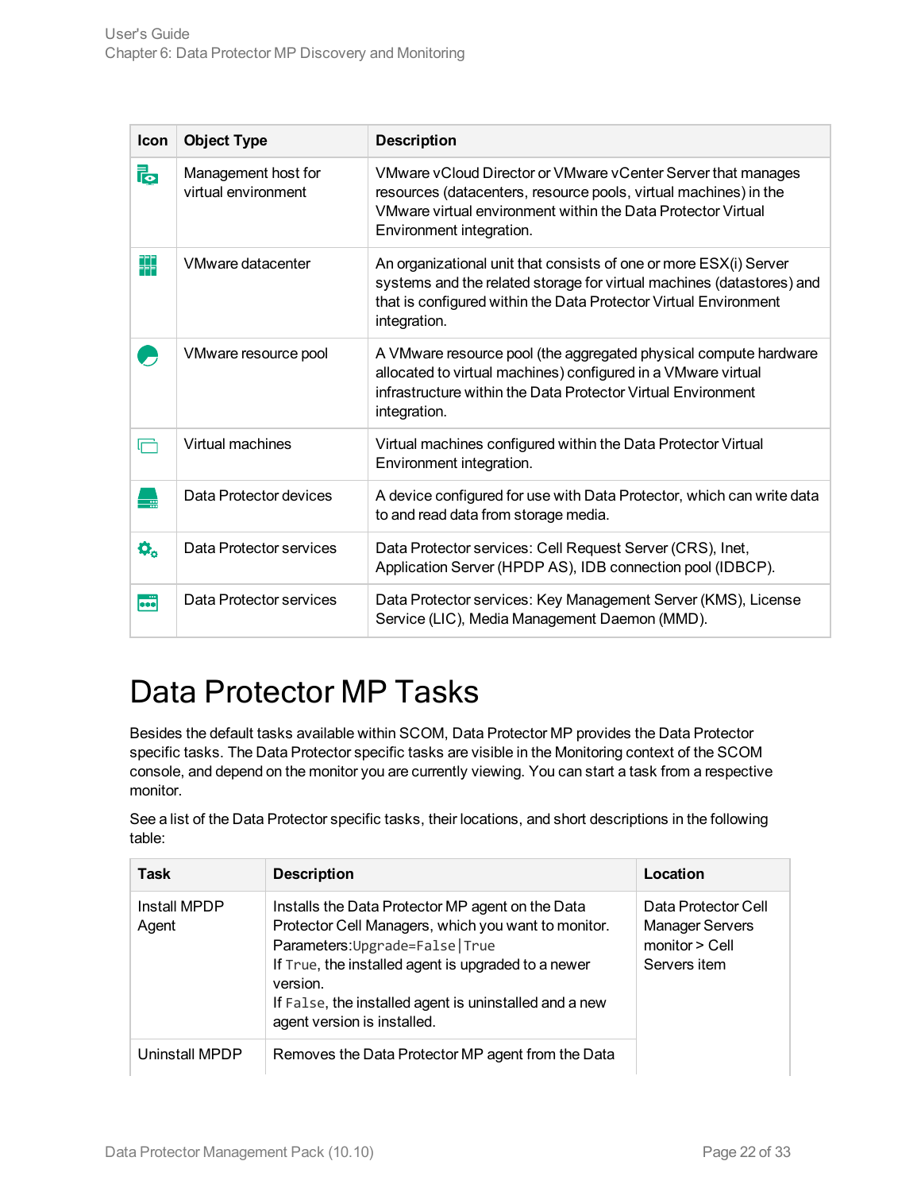| Icon | Object Type | Description |
| --- | --- | --- |
| | Management host for virtual environment | VMware vCloud Director or VMware vCenter Server that manages resources (datacenters, resource pools, virtual machines) in the VMware virtual environment within the Data Protector Virtual Environment integration. |
| | VMware datacenter | An organizational unit that consists of one or more ESX(i) Server systems and the related storage for virtual machines (datastores) and that is configured within the Data Protector Virtual Environment integration. |
| | VMware resource pool | A VMware resource pool (the aggregated physical compute hardware allocated to virtual machines) configured in a VMware virtual infrastructure within the Data Protector Virtual Environment integration. |
| | Virtual machines | Virtual machines configured within the Data Protector Virtual Environment integration. |
| | Data Protector devices | A device configured for use with Data Protector, which can write data to and read data from storage media. |
| | Data Protector services | Data Protector services: Cell Request Server (CRS), Inet, Application Server (HPDP AS), IDB connection pool (IDBCP). |
| | Data Protector services | Data Protector services: Key Management Server (KMS), License Service (LIC), Media Management Daemon (MMD). |

# Data Protector MP Tasks

Besides the default tasks available within SCOM, Data Protector MP provides the Data Protector specific tasks. The Data Protector specific tasks are visible in the Monitoring context of the SCOM console, and depend on the monitor you are currently viewing. You can start a task from a respective monitor.

See a list of the Data Protector specific tasks, their locations, and short descriptions in the following table:

| Task | Description | Location |
| --- | --- | --- |
| Install MPDP Agent | Installs the Data Protector MP agent on the Data Protector Cell Managers, which you want to monitor.<br>Parameters:`Upgrade=False|True`<br>If `True`, the installed agent is upgraded to a newer version.<br>If `False`, the installed agent is uninstalled and a new agent version is installed. | Data Protector Cell Manager Servers monitor > Cell Servers item |
| Uninstall MPDP | Removes the Data Protector MP agent from the Data | |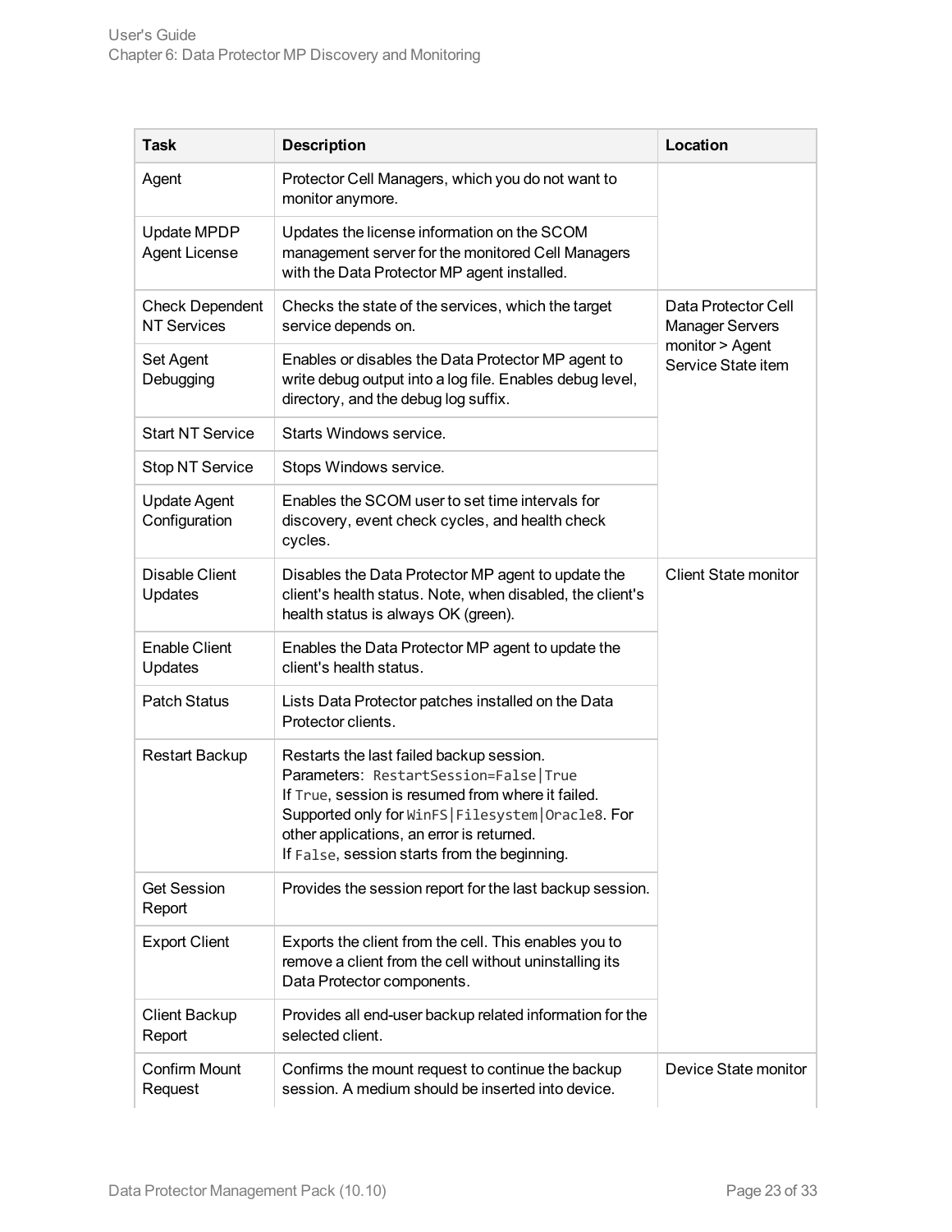| Task | Description | Location |
|---|---|---|
| Agent | Protector Cell Managers, which you do not want to monitor anymore. | |
| Update MPDP Agent License | Updates the license information on the SCOM management server for the monitored Cell Managers with the Data Protector MP agent installed. | |
| Check Dependent NT Services | Checks the state of the services, which the target service depends on. | Data Protector Cell Manager Servers monitor > Agent Service State item |
| Set Agent Debugging | Enables or disables the Data Protector MP agent to write debug output into a log file. Enables debug level, directory, and the debug log suffix. | |
| Start NT Service | Starts Windows service. | |
| Stop NT Service | Stops Windows service. | |
| Update Agent Configuration | Enables the SCOM user to set time intervals for discovery, event check cycles, and health check cycles. | |
| Disable Client Updates | Disables the Data Protector MP agent to update the client's health status. Note, when disabled, the client's health status is always OK (green). | Client State monitor |
| Enable Client Updates | Enables the Data Protector MP agent to update the client's health status. | |
| Patch Status | Lists Data Protector patches installed on the Data Protector clients. | |
| Restart Backup | Restarts the last failed backup session.<br>Parameters: `RestartSession=False|True`<br>If `True`, session is resumed from where it failed. Supported only for `WinFS|Filesystem|Oracle8`. For other applications, an error is returned.<br>If `False`, session starts from the beginning. | |
| Get Session Report | Provides the session report for the last backup session. | |
| Export Client | Exports the client from the cell. This enables you to remove a client from the cell without uninstalling its Data Protector components. | |
| Client Backup Report | Provides all end-user backup related information for the selected client. | |
| Confirm Mount Request | Confirms the mount request to continue the backup session. A medium should be inserted into device. | Device State monitor |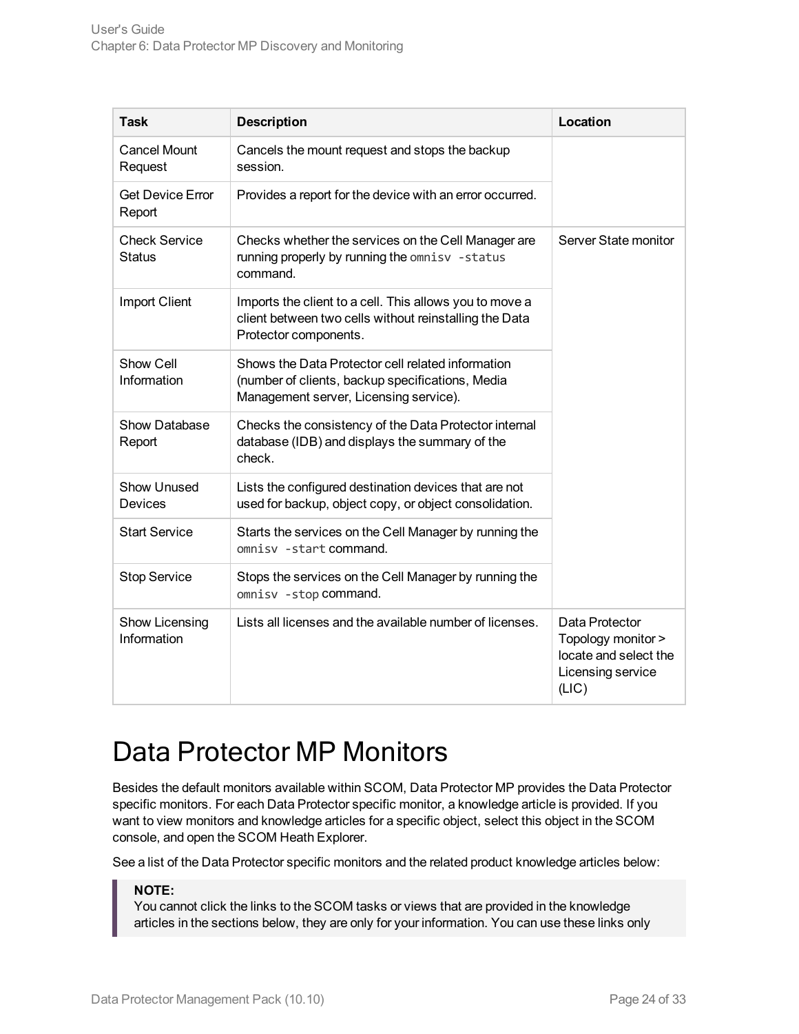| Task | Description | Location |
| --- | --- | --- |
| Cancel Mount Request | Cancels the mount request and stops the backup session. | |
| Get Device Error Report | Provides a report for the device with an error occurred. | |
| Check Service Status | Checks whether the services on the Cell Manager are running properly by running the `omnisv -status` command. | Server State monitor |
| Import Client | Imports the client to a cell. This allows you to move a client between two cells without reinstalling the Data Protector components. | |
| Show Cell Information | Shows the Data Protector cell related information (number of clients, backup specifications, Media Management server, Licensing service). | |
| Show Database Report | Checks the consistency of the Data Protector internal database (IDB) and displays the summary of the check. | |
| Show Unused Devices | Lists the configured destination devices that are not used for backup, object copy, or object consolidation. | |
| Start Service | Starts the services on the Cell Manager by running the `omnisv -start` command. | |
| Stop Service | Stops the services on the Cell Manager by running the `omnisv -stop` command. | |
| Show Licensing Information | Lists all licenses and the available number of licenses. | Data Protector Topology monitor > locate and select the Licensing service (LIC) |

# Data Protector MP Monitors

Besides the default monitors available within SCOM, Data Protector MP provides the Data Protector specific monitors. For each Data Protector specific monitor, a knowledge article is provided. If you want to view monitors and knowledge articles for a specific object, select this object in the SCOM console, and open the SCOM Heath Explorer.

See a list of the Data Protector specific monitors and the related product knowledge articles below:

> **NOTE:**
> You cannot click the links to the SCOM tasks or views that are provided in the knowledge articles in the sections below, they are only for your information. You can use these links only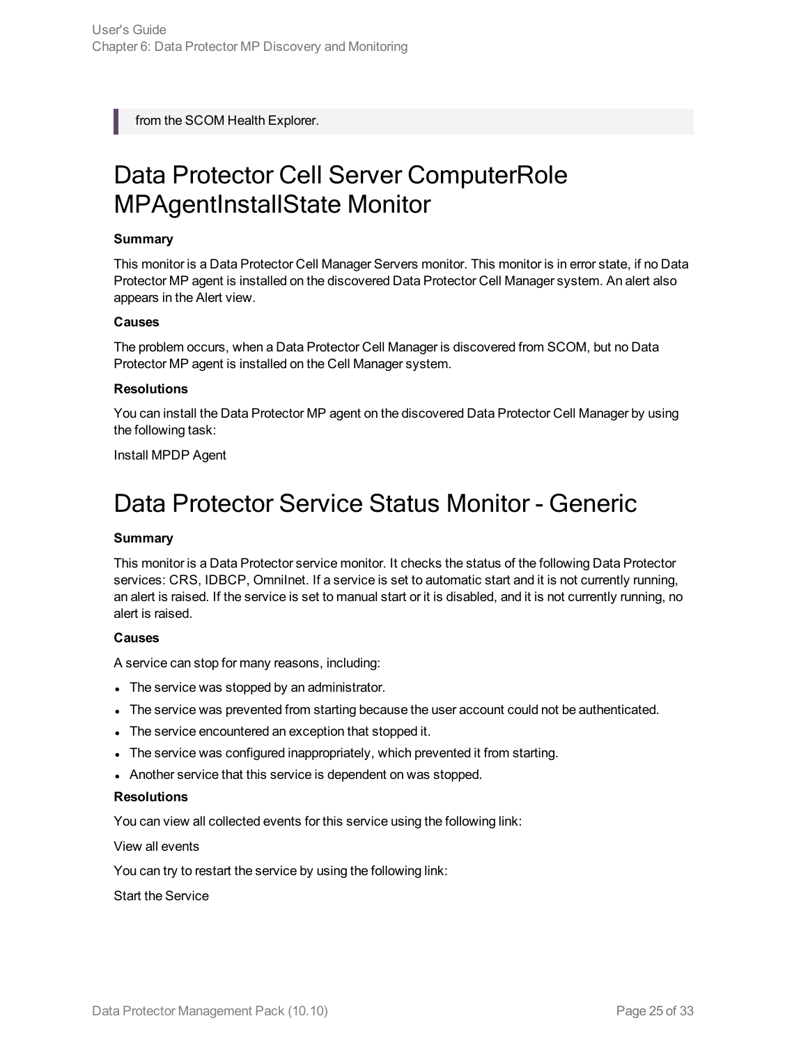> from the SCOM Health Explorer.

# Data Protector Cell Server ComputerRole MPAgentInstallState Monitor

**Summary**

This monitor is a Data Protector Cell Manager Servers monitor. This monitor is in error state, if no Data Protector MP agent is installed on the discovered Data Protector Cell Manager system. An alert also appears in the Alert view.

**Causes**

The problem occurs, when a Data Protector Cell Manager is discovered from SCOM, but no Data Protector MP agent is installed on the Cell Manager system.

**Resolutions**

You can install the Data Protector MP agent on the discovered Data Protector Cell Manager by using the following task:

Install MPDP Agent

# Data Protector Service Status Monitor - Generic

**Summary**

This monitor is a Data Protector service monitor. It checks the status of the following Data Protector services: CRS, IDBCP, OmniInet. If a service is set to automatic start and it is not currently running, an alert is raised. If the service is set to manual start or it is disabled, and it is not currently running, no alert is raised.

**Causes**

A service can stop for many reasons, including:

- The service was stopped by an administrator.
- The service was prevented from starting because the user account could not be authenticated.
- The service encountered an exception that stopped it.
- The service was configured inappropriately, which prevented it from starting.
- Another service that this service is dependent on was stopped.

**Resolutions**

You can view all collected events for this service using the following link:

View all events

You can try to restart the service by using the following link:

Start the Service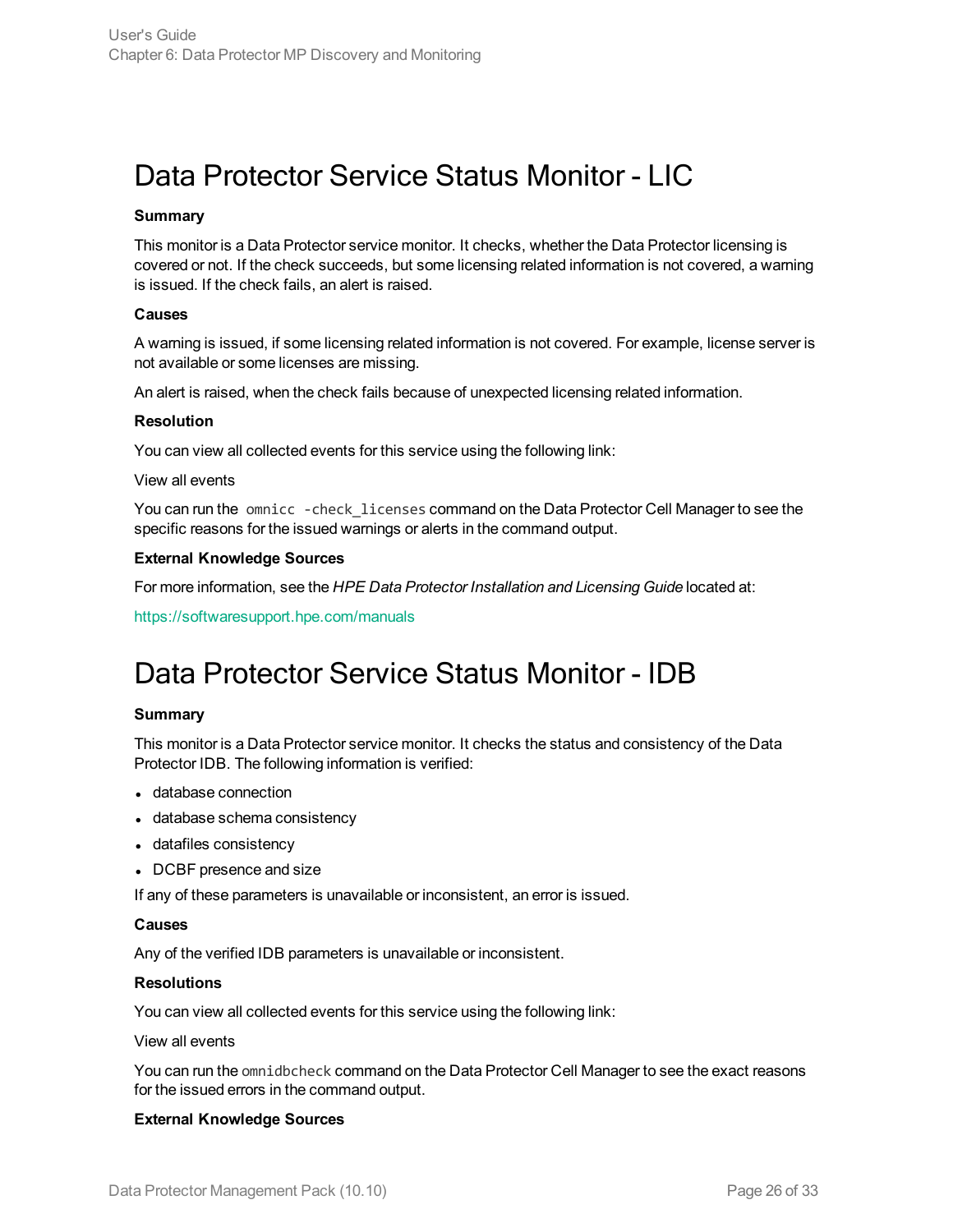# Data Protector Service Status Monitor - LIC

**Summary**

This monitor is a Data Protector service monitor. It checks, whether the Data Protector licensing is covered or not. If the check succeeds, but some licensing related information is not covered, a warning is issued. If the check fails, an alert is raised.

**Causes**

A warning is issued, if some licensing related information is not covered. For example, license server is not available or some licenses are missing.

An alert is raised, when the check fails because of unexpected licensing related information.

**Resolution**

You can view all collected events for this service using the following link:

View all events

You can run the `omnicc -check_licenses` command on the Data Protector Cell Manager to see the specific reasons for the issued warnings or alerts in the command output.

**External Knowledge Sources**

For more information, see the *HPE Data Protector Installation and Licensing Guide* located at:

https://softwaresupport.hpe.com/manuals

# Data Protector Service Status Monitor - IDB

**Summary**

This monitor is a Data Protector service monitor. It checks the status and consistency of the Data Protector IDB. The following information is verified:

- database connection
- database schema consistency
- datafiles consistency
- DCBF presence and size

If any of these parameters is unavailable or inconsistent, an error is issued.

**Causes**

Any of the verified IDB parameters is unavailable or inconsistent.

**Resolutions**

You can view all collected events for this service using the following link:

View all events

You can run the `omnidbcheck` command on the Data Protector Cell Manager to see the exact reasons for the issued errors in the command output.

**External Knowledge Sources**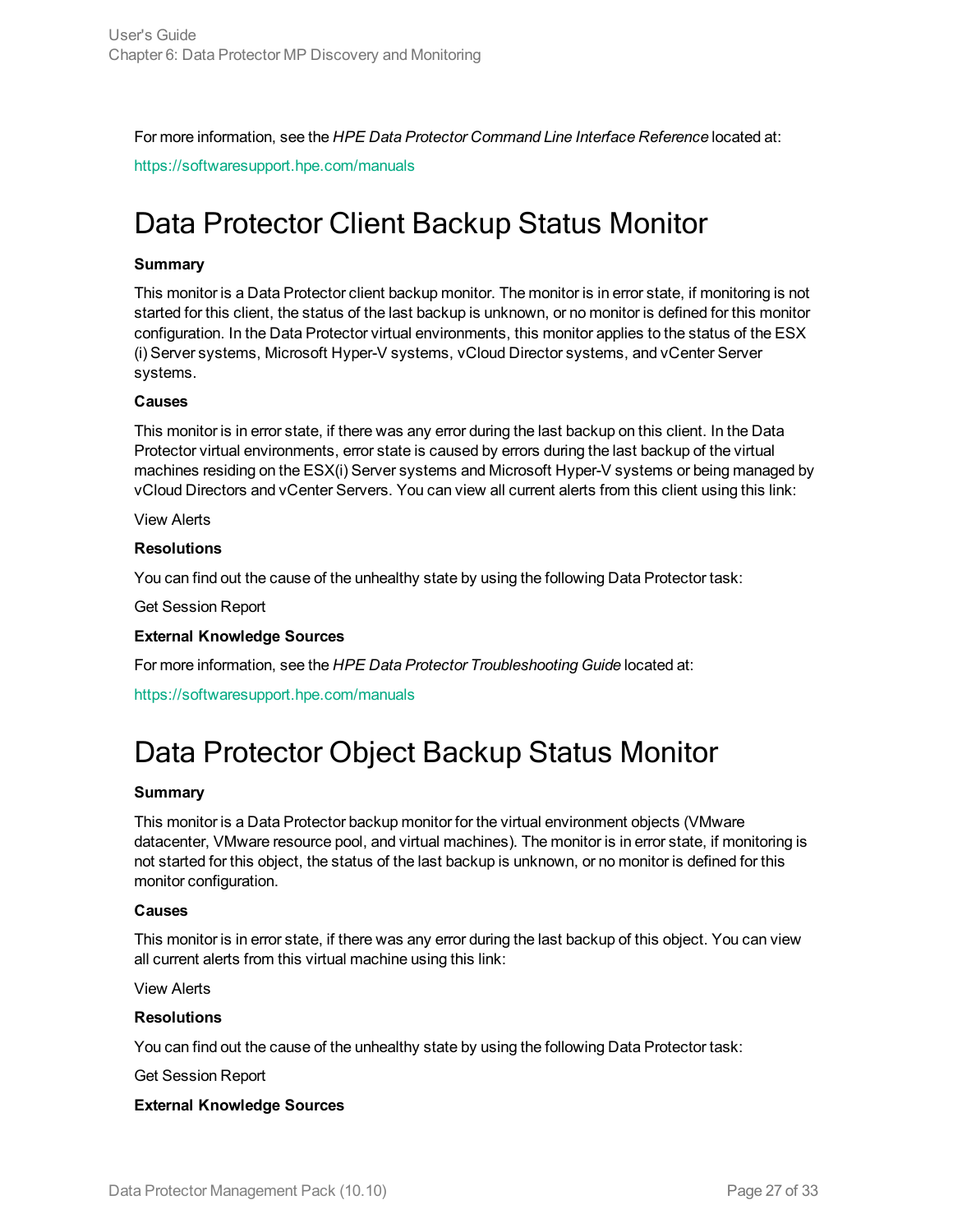For more information, see the *HPE Data Protector Command Line Interface Reference* located at:

https://softwaresupport.hpe.com/manuals

# Data Protector Client Backup Status Monitor

**Summary**

This monitor is a Data Protector client backup monitor. The monitor is in error state, if monitoring is not started for this client, the status of the last backup is unknown, or no monitor is defined for this monitor configuration. In the Data Protector virtual environments, this monitor applies to the status of the ESX (i) Server systems, Microsoft Hyper-V systems, vCloud Director systems, and vCenter Server systems.

**Causes**

This monitor is in error state, if there was any error during the last backup on this client. In the Data Protector virtual environments, error state is caused by errors during the last backup of the virtual machines residing on the ESX(i) Server systems and Microsoft Hyper-V systems or being managed by vCloud Directors and vCenter Servers. You can view all current alerts from this client using this link:

View Alerts

**Resolutions**

You can find out the cause of the unhealthy state by using the following Data Protector task:

Get Session Report

**External Knowledge Sources**

For more information, see the *HPE Data Protector Troubleshooting Guide* located at:

https://softwaresupport.hpe.com/manuals

# Data Protector Object Backup Status Monitor

**Summary**

This monitor is a Data Protector backup monitor for the virtual environment objects (VMware datacenter, VMware resource pool, and virtual machines). The monitor is in error state, if monitoring is not started for this object, the status of the last backup is unknown, or no monitor is defined for this monitor configuration.

**Causes**

This monitor is in error state, if there was any error during the last backup of this object. You can view all current alerts from this virtual machine using this link:

View Alerts

**Resolutions**

You can find out the cause of the unhealthy state by using the following Data Protector task:

Get Session Report

**External Knowledge Sources**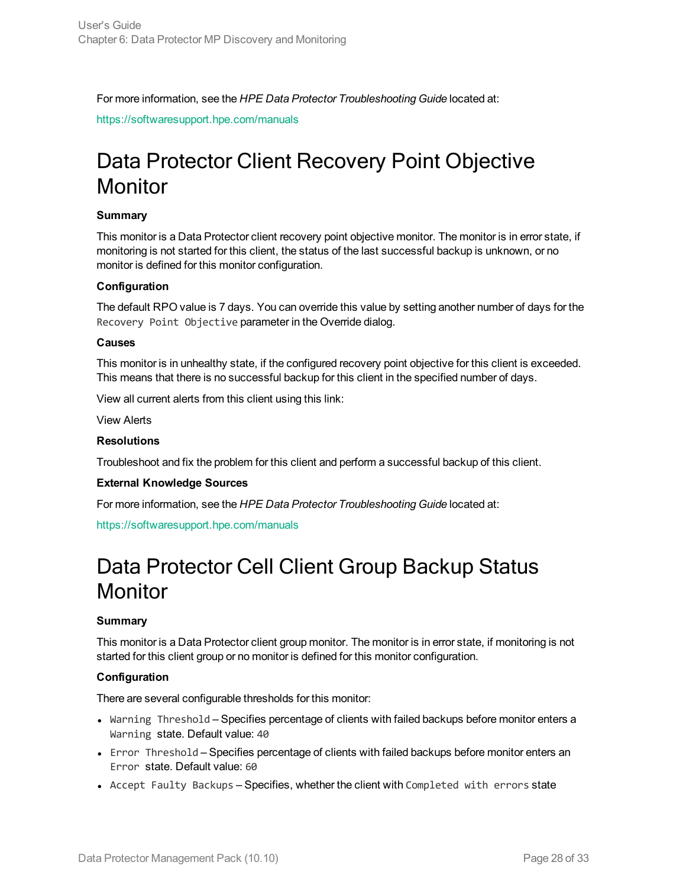For more information, see the *HPE Data Protector Troubleshooting Guide* located at:

https://softwaresupport.hpe.com/manuals

# Data Protector Client Recovery Point Objective Monitor

**Summary**

This monitor is a Data Protector client recovery point objective monitor. The monitor is in error state, if monitoring is not started for this client, the status of the last successful backup is unknown, or no monitor is defined for this monitor configuration.

**Configuration**

The default RPO value is 7 days. You can override this value by setting another number of days for the `Recovery Point Objective` parameter in the Override dialog.

**Causes**

This monitor is in unhealthy state, if the configured recovery point objective for this client is exceeded. This means that there is no successful backup for this client in the specified number of days.

View all current alerts from this client using this link:

View Alerts

**Resolutions**

Troubleshoot and fix the problem for this client and perform a successful backup of this client.

**External Knowledge Sources**

For more information, see the *HPE Data Protector Troubleshooting Guide* located at:

https://softwaresupport.hpe.com/manuals

# Data Protector Cell Client Group Backup Status Monitor

**Summary**

This monitor is a Data Protector client group monitor. The monitor is in error state, if monitoring is not started for this client group or no monitor is defined for this monitor configuration.

**Configuration**

There are several configurable thresholds for this monitor:

- `Warning Threshold` – Specifies percentage of clients with failed backups before monitor enters a `Warning` state. Default value: `40`
- `Error Threshold` – Specifies percentage of clients with failed backups before monitor enters an `Error` state. Default value: `60`
- `Accept Faulty Backups` – Specifies, whether the client with `Completed with errors` state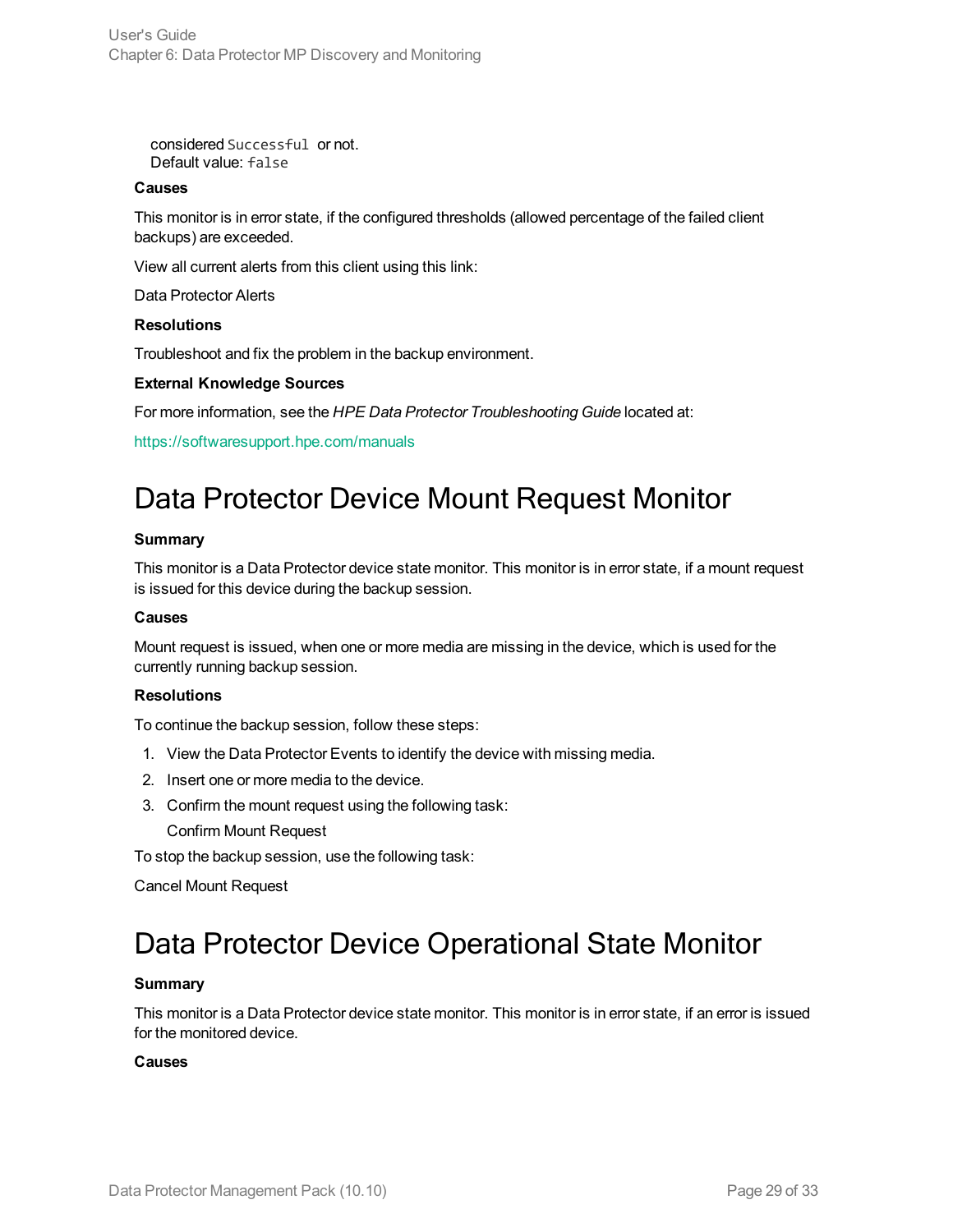considered `Successful` or not.
Default value: `false`

**Causes**

This monitor is in error state, if the configured thresholds (allowed percentage of the failed client backups) are exceeded.

View all current alerts from this client using this link:

Data Protector Alerts

**Resolutions**

Troubleshoot and fix the problem in the backup environment.

**External Knowledge Sources**

For more information, see the *HPE Data Protector Troubleshooting Guide* located at:

https://softwaresupport.hpe.com/manuals

# Data Protector Device Mount Request Monitor

**Summary**

This monitor is a Data Protector device state monitor. This monitor is in error state, if a mount request is issued for this device during the backup session.

**Causes**

Mount request is issued, when one or more media are missing in the device, which is used for the currently running backup session.

**Resolutions**

To continue the backup session, follow these steps:

1. View the Data Protector Events to identify the device with missing media.
2. Insert one or more media to the device.
3. Confirm the mount request using the following task:
   Confirm Mount Request

To stop the backup session, use the following task:

Cancel Mount Request

# Data Protector Device Operational State Monitor

**Summary**

This monitor is a Data Protector device state monitor. This monitor is in error state, if an error is issued for the monitored device.

**Causes**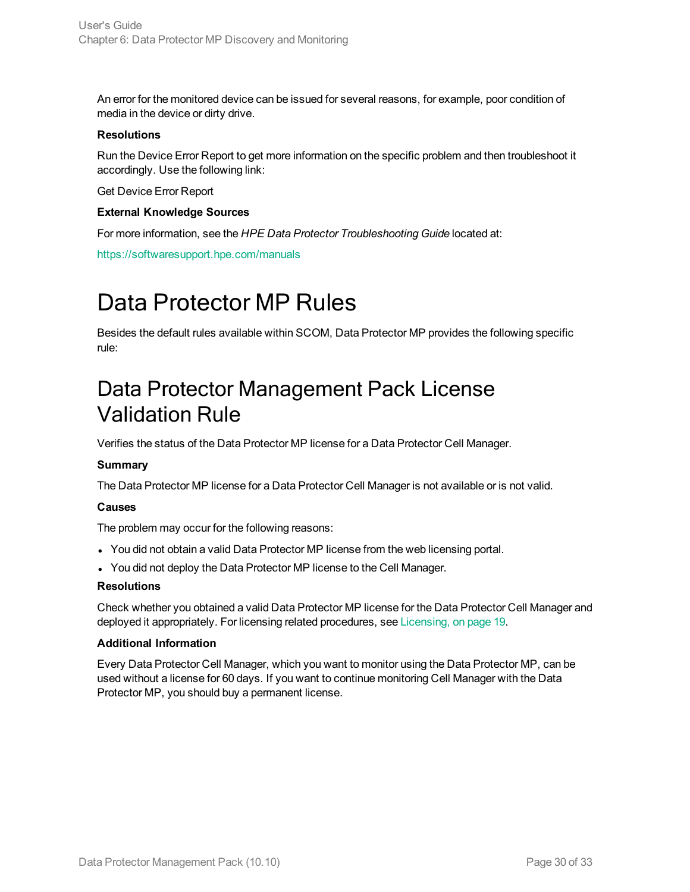An error for the monitored device can be issued for several reasons, for example, poor condition of media in the device or dirty drive.

**Resolutions**

Run the Device Error Report to get more information on the specific problem and then troubleshoot it accordingly. Use the following link:

Get Device Error Report

**External Knowledge Sources**

For more information, see the *HPE Data Protector Troubleshooting Guide* located at:

https://softwaresupport.hpe.com/manuals

# Data Protector MP Rules

Besides the default rules available within SCOM, Data Protector MP provides the following specific rule:

## Data Protector Management Pack License Validation Rule

Verifies the status of the Data Protector MP license for a Data Protector Cell Manager.

**Summary**

The Data Protector MP license for a Data Protector Cell Manager is not available or is not valid.

**Causes**

The problem may occur for the following reasons:

- You did not obtain a valid Data Protector MP license from the web licensing portal.
- You did not deploy the Data Protector MP license to the Cell Manager.

**Resolutions**

Check whether you obtained a valid Data Protector MP license for the Data Protector Cell Manager and deployed it appropriately. For licensing related procedures, see Licensing, on page 19.

**Additional Information**

Every Data Protector Cell Manager, which you want to monitor using the Data Protector MP, can be used without a license for 60 days. If you want to continue monitoring Cell Manager with the Data Protector MP, you should buy a permanent license.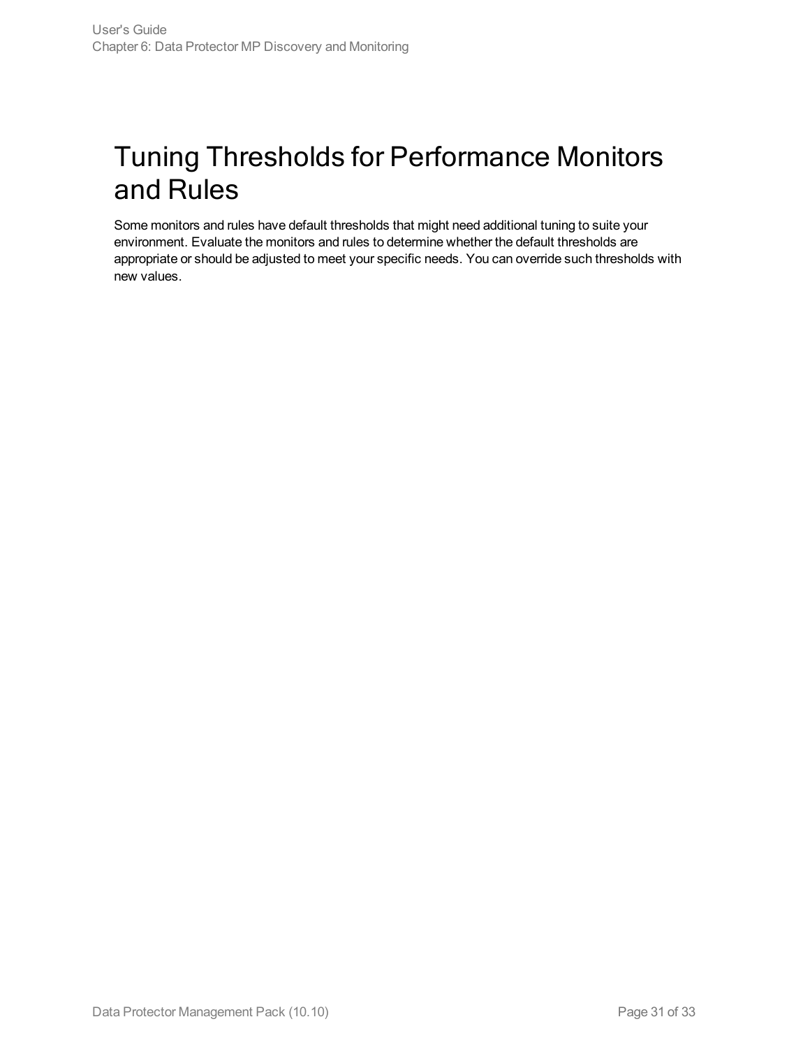# Tuning Thresholds for Performance Monitors and Rules

Some monitors and rules have default thresholds that might need additional tuning to suite your environment. Evaluate the monitors and rules to determine whether the default thresholds are appropriate or should be adjusted to meet your specific needs. You can override such thresholds with new values.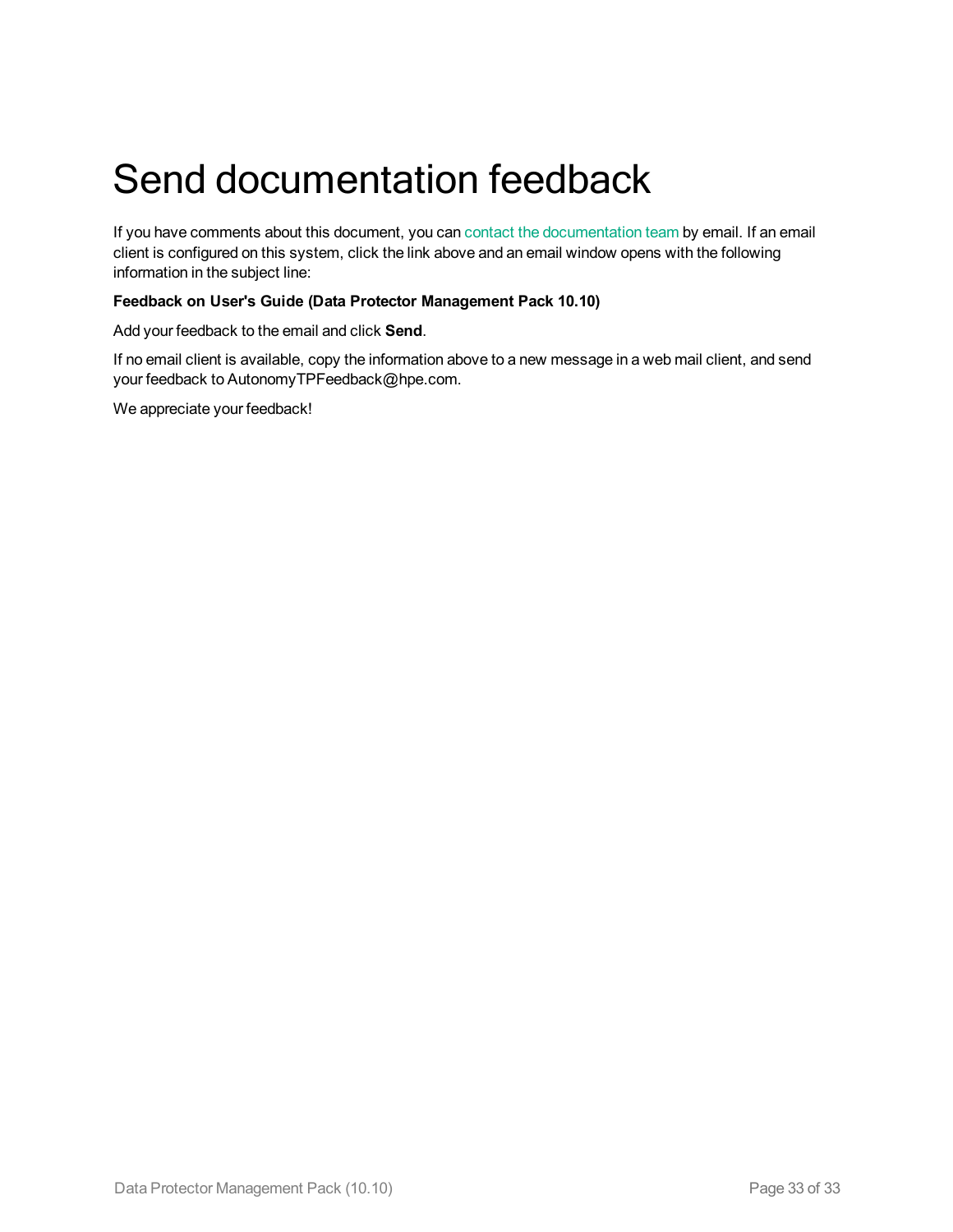# Send documentation feedback

If you have comments about this document, you can contact the documentation team by email. If an email client is configured on this system, click the link above and an email window opens with the following information in the subject line:

**Feedback on User's Guide (Data Protector Management Pack 10.10)**

Add your feedback to the email and click **Send**.

If no email client is available, copy the information above to a new message in a web mail client, and send your feedback to AutonomyTPFeedback@hpe.com.

We appreciate your feedback!